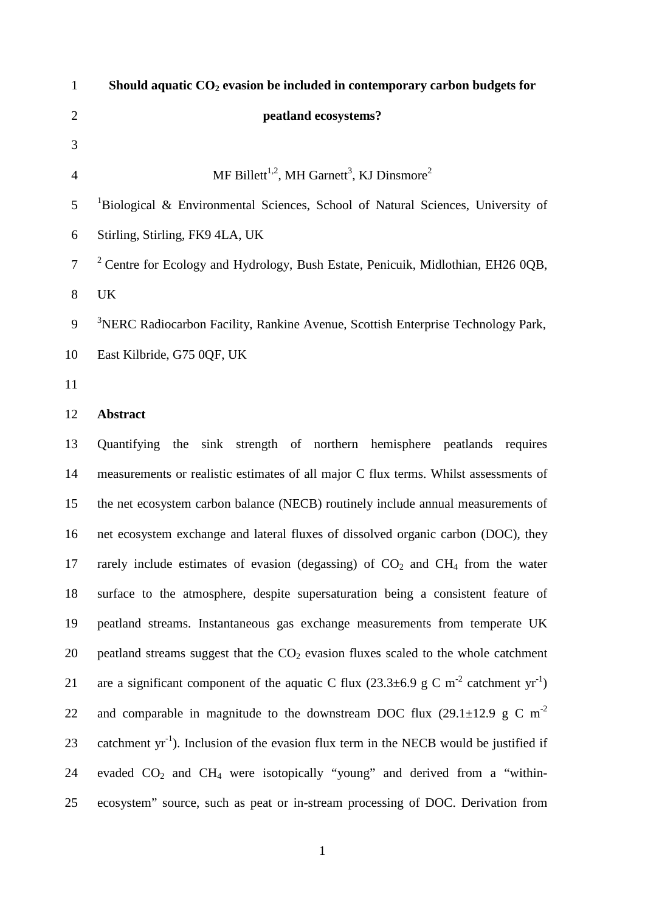# Should aquatic $CO_2$ evasion be included in contemporary carbon budgets for peatland ecosystems?

MF Billett[1,2], MH Garnett[3], KJ Dinsmore[2]

[1]Biological & Environmental Sciences, School of Natural Sciences, University of Stirling, Stirling, FK9 4LA, UK

[2] Centre for Ecology and Hydrology, Bush Estate, Penicuik, Midlothian, EH26 0QB, UK

[3]NERC Radiocarbon Facility, Rankine Avenue, Scottish Enterprise Technology Park, East Kilbride, G75 0QF, UK

## Abstract

Quantifying the sink strength of northern hemisphere peatlands requires measurements or realistic estimates of all major C flux terms. Whilst assessments of the net ecosystem carbon balance (NECB) routinely include annual measurements of net ecosystem exchange and lateral fluxes of dissolved organic carbon (DOC), they rarely include estimates of evasion (degassing) of $CO_2$ and $CH_4$ from the water surface to the atmosphere, despite supersaturation being a consistent feature of peatland streams. Instantaneous gas exchange measurements from temperate UK peatland streams suggest that the $CO_2$ evasion fluxes scaled to the whole catchment are a significant component of the aquatic C flux (23.3±6.9 g C $m^{-2}$ catchment $yr^{-1}$) and comparable in magnitude to the downstream DOC flux (29.1±12.9 g C $m^{-2}$ catchment $yr^{-1}$). Inclusion of the evasion flux term in the NECB would be justified if evaded $CO_2$ and $CH_4$ were isotopically "young" and derived from a "within-ecosystem" source, such as peat or in-stream processing of DOC. Derivation from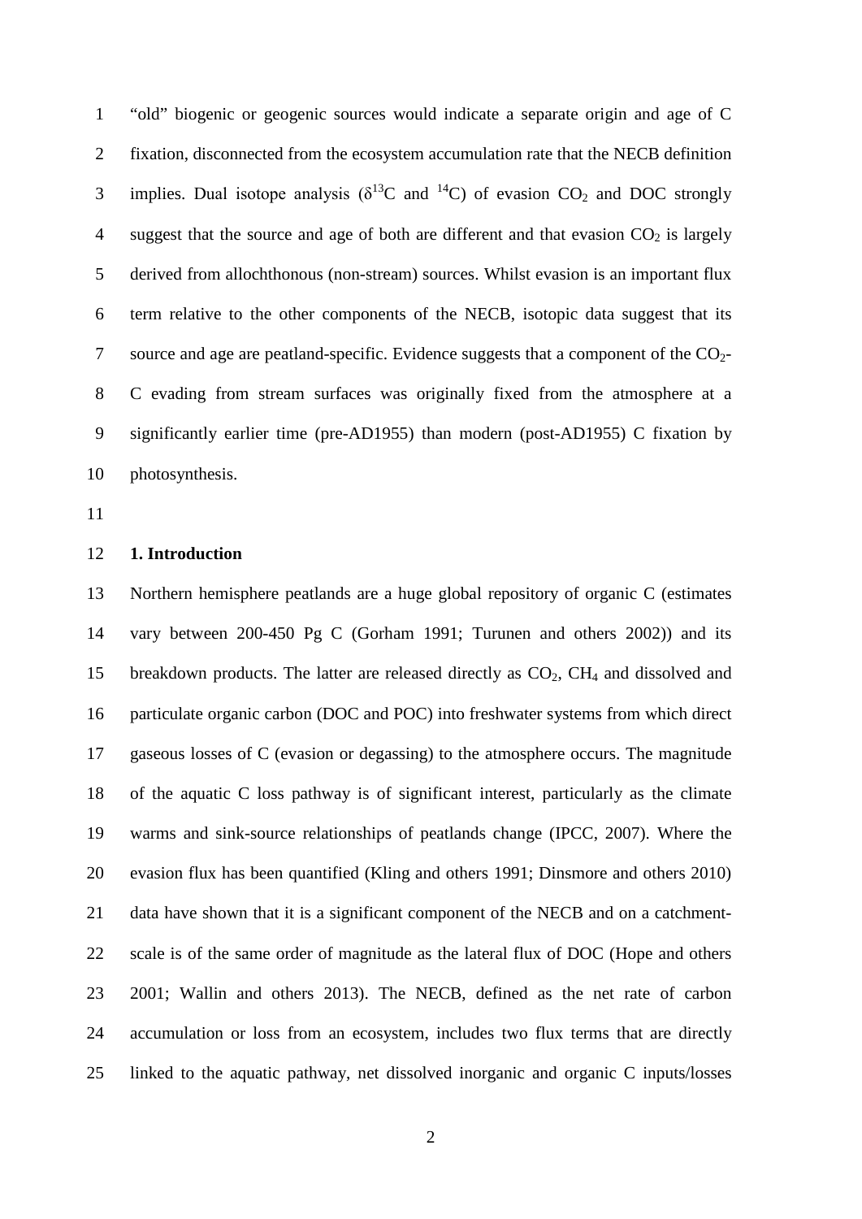"old" biogenic or geogenic sources would indicate a separate origin and age of C fixation, disconnected from the ecosystem accumulation rate that the NECB definition implies. Dual isotope analysis ($\delta^{13}C$ and $^{14}C$) of evasion $CO_2$ and DOC strongly suggest that the source and age of both are different and that evasion $CO_2$ is largely derived from allochthonous (non-stream) sources. Whilst evasion is an important flux term relative to the other components of the NECB, isotopic data suggest that its source and age are peatland-specific. Evidence suggests that a component of the $CO_2$-C evading from stream surfaces was originally fixed from the atmosphere at a significantly earlier time (pre-AD1955) than modern (post-AD1955) C fixation by photosynthesis.

## 1. Introduction

Northern hemisphere peatlands are a huge global repository of organic C (estimates vary between 200-450 Pg C (Gorham 1991; Turunen and others 2002)) and its breakdown products. The latter are released directly as $CO_2$, $CH_4$ and dissolved and particulate organic carbon (DOC and POC) into freshwater systems from which direct gaseous losses of C (evasion or degassing) to the atmosphere occurs. The magnitude of the aquatic C loss pathway is of significant interest, particularly as the climate warms and sink-source relationships of peatlands change (IPCC, 2007). Where the evasion flux has been quantified (Kling and others 1991; Dinsmore and others 2010) data have shown that it is a significant component of the NECB and on a catchment-scale is of the same order of magnitude as the lateral flux of DOC (Hope and others 2001; Wallin and others 2013). The NECB, defined as the net rate of carbon accumulation or loss from an ecosystem, includes two flux terms that are directly linked to the aquatic pathway, net dissolved inorganic and organic C inputs/losses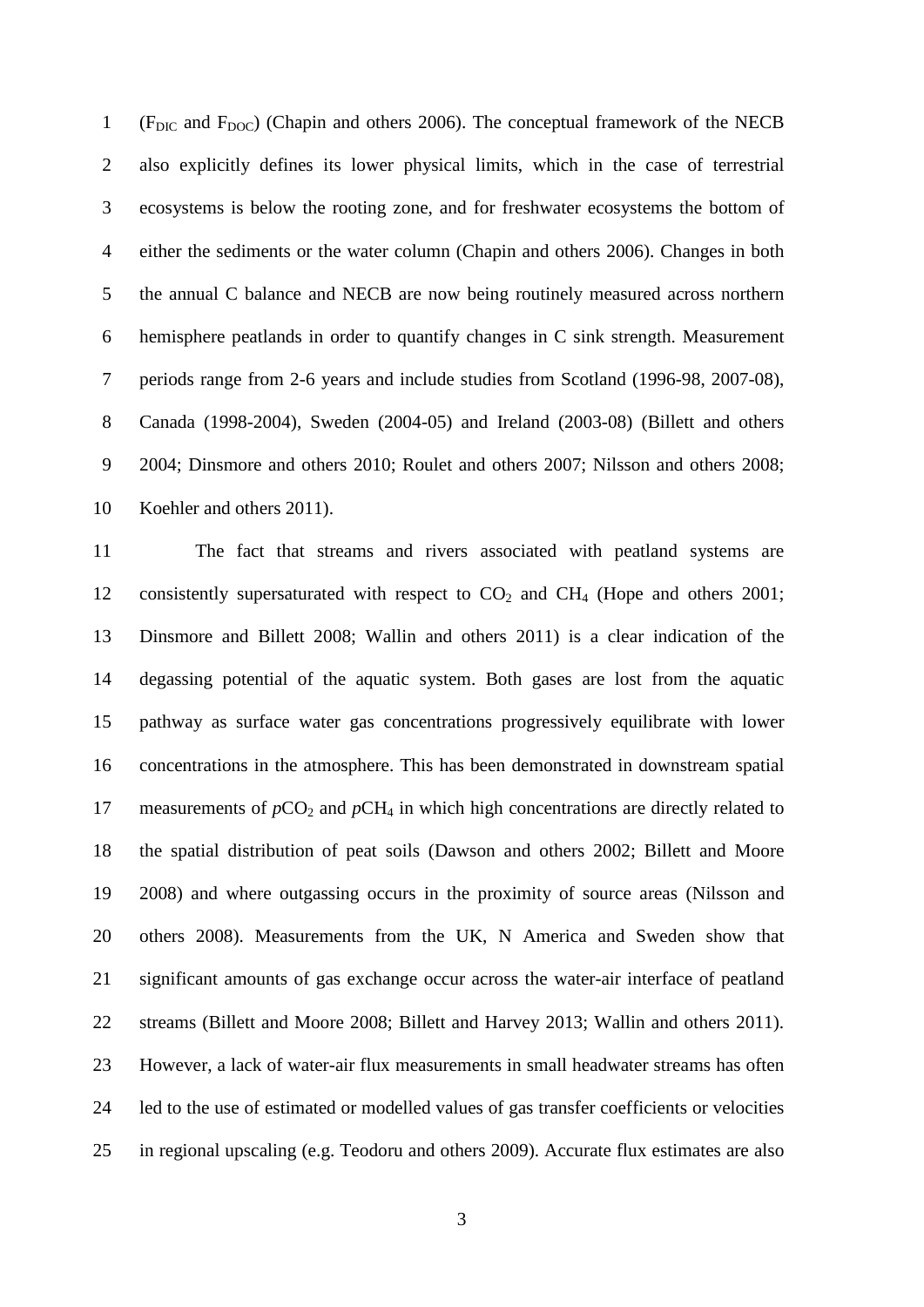($F_{DIC}$ and $F_{DOC}$) (Chapin and others 2006). The conceptual framework of the NECB also explicitly defines its lower physical limits, which in the case of terrestrial ecosystems is below the rooting zone, and for freshwater ecosystems the bottom of either the sediments or the water column (Chapin and others 2006). Changes in both the annual C balance and NECB are now being routinely measured across northern hemisphere peatlands in order to quantify changes in C sink strength. Measurement periods range from 2-6 years and include studies from Scotland (1996-98, 2007-08), Canada (1998-2004), Sweden (2004-05) and Ireland (2003-08) (Billett and others 2004; Dinsmore and others 2010; Roulet and others 2007; Nilsson and others 2008; Koehler and others 2011).

The fact that streams and rivers associated with peatland systems are consistently supersaturated with respect to $CO_2$ and $CH_4$ (Hope and others 2001; Dinsmore and Billett 2008; Wallin and others 2011) is a clear indication of the degassing potential of the aquatic system. Both gases are lost from the aquatic pathway as surface water gas concentrations progressively equilibrate with lower concentrations in the atmosphere. This has been demonstrated in downstream spatial measurements of $pCO_2$ and $pCH_4$ in which high concentrations are directly related to the spatial distribution of peat soils (Dawson and others 2002; Billett and Moore 2008) and where outgassing occurs in the proximity of source areas (Nilsson and others 2008). Measurements from the UK, N America and Sweden show that significant amounts of gas exchange occur across the water-air interface of peatland streams (Billett and Moore 2008; Billett and Harvey 2013; Wallin and others 2011). However, a lack of water-air flux measurements in small headwater streams has often led to the use of estimated or modelled values of gas transfer coefficients or velocities in regional upscaling (e.g. Teodoru and others 2009). Accurate flux estimates are also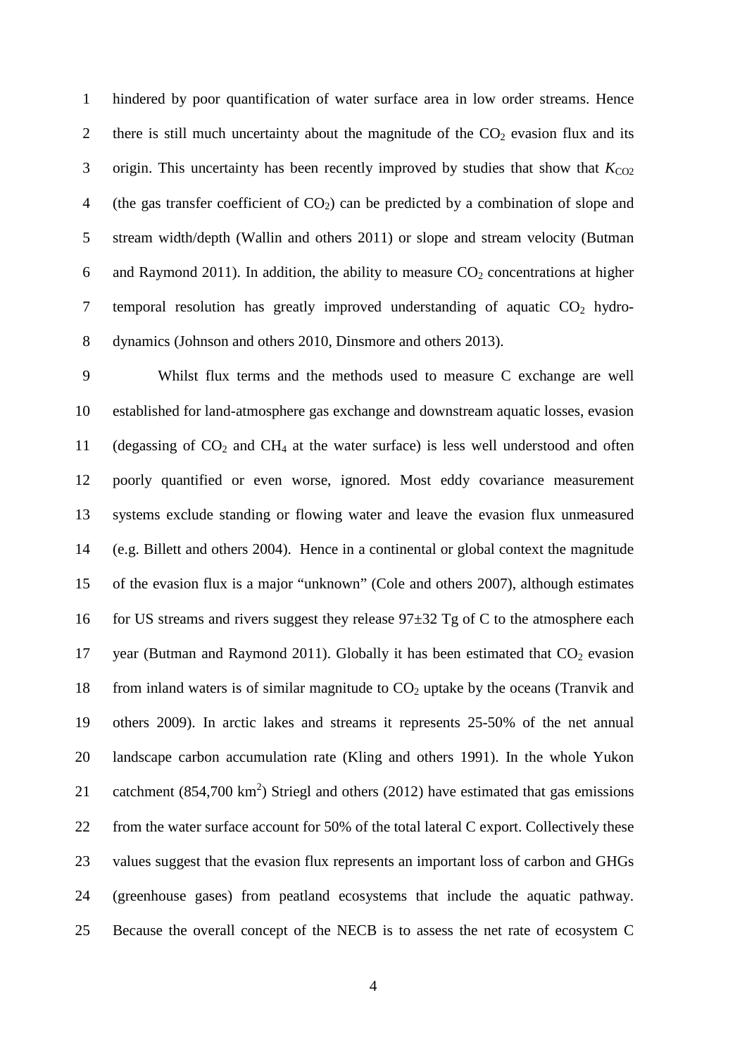hindered by poor quantification of water surface area in low order streams. Hence there is still much uncertainty about the magnitude of the $CO_2$ evasion flux and its origin. This uncertainty has been recently improved by studies that show that $K_{CO2}$ (the gas transfer coefficient of $CO_2$) can be predicted by a combination of slope and stream width/depth (Wallin and others 2011) or slope and stream velocity (Butman and Raymond 2011). In addition, the ability to measure $CO_2$ concentrations at higher temporal resolution has greatly improved understanding of aquatic $CO_2$ hydro-dynamics (Johnson and others 2010, Dinsmore and others 2013).

Whilst flux terms and the methods used to measure C exchange are well established for land-atmosphere gas exchange and downstream aquatic losses, evasion (degassing of $CO_2$ and $CH_4$ at the water surface) is less well understood and often poorly quantified or even worse, ignored. Most eddy covariance measurement systems exclude standing or flowing water and leave the evasion flux unmeasured (e.g. Billett and others 2004). Hence in a continental or global context the magnitude of the evasion flux is a major "unknown" (Cole and others 2007), although estimates for US streams and rivers suggest they release 97±32 Tg of C to the atmosphere each year (Butman and Raymond 2011). Globally it has been estimated that $CO_2$ evasion from inland waters is of similar magnitude to $CO_2$ uptake by the oceans (Tranvik and others 2009). In arctic lakes and streams it represents 25-50% of the net annual landscape carbon accumulation rate (Kling and others 1991). In the whole Yukon catchment (854,700 $km^2$) Striegl and others (2012) have estimated that gas emissions from the water surface account for 50% of the total lateral C export. Collectively these values suggest that the evasion flux represents an important loss of carbon and GHGs (greenhouse gases) from peatland ecosystems that include the aquatic pathway. Because the overall concept of the NECB is to assess the net rate of ecosystem C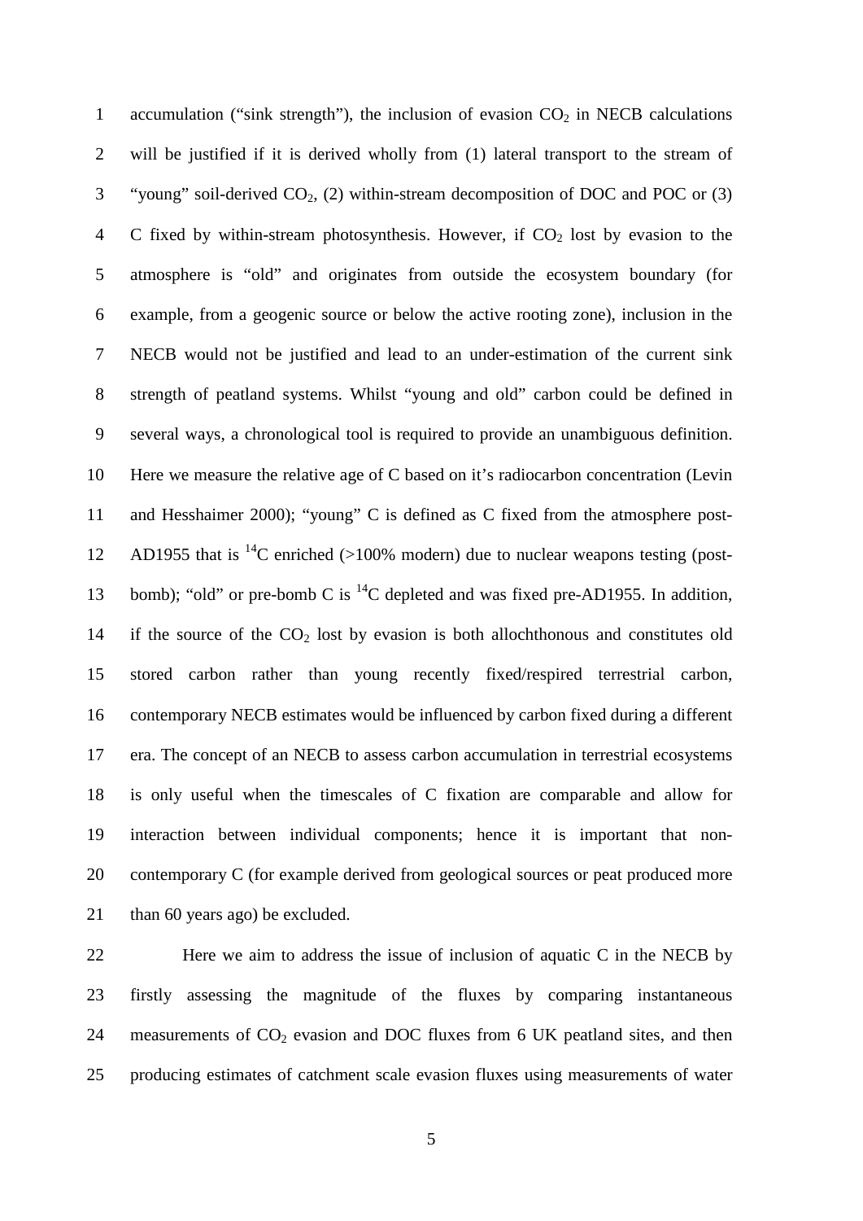accumulation ("sink strength"), the inclusion of evasion $CO_2$ in NECB calculations will be justified if it is derived wholly from (1) lateral transport to the stream of "young" soil-derived $CO_2$, (2) within-stream decomposition of DOC and POC or (3) C fixed by within-stream photosynthesis. However, if $CO_2$ lost by evasion to the atmosphere is "old" and originates from outside the ecosystem boundary (for example, from a geogenic source or below the active rooting zone), inclusion in the NECB would not be justified and lead to an under-estimation of the current sink strength of peatland systems. Whilst "young and old" carbon could be defined in several ways, a chronological tool is required to provide an unambiguous definition. Here we measure the relative age of C based on it's radiocarbon concentration (Levin and Hesshaimer 2000); "young" C is defined as C fixed from the atmosphere post-AD1955 that is $^{14}C$ enriched (>100% modern) due to nuclear weapons testing (post-bomb); "old" or pre-bomb C is $^{14}C$ depleted and was fixed pre-AD1955. In addition, if the source of the $CO_2$ lost by evasion is both allochthonous and constitutes old stored carbon rather than young recently fixed/respired terrestrial carbon, contemporary NECB estimates would be influenced by carbon fixed during a different era. The concept of an NECB to assess carbon accumulation in terrestrial ecosystems is only useful when the timescales of C fixation are comparable and allow for interaction between individual components; hence it is important that non-contemporary C (for example derived from geological sources or peat produced more than 60 years ago) be excluded.

Here we aim to address the issue of inclusion of aquatic C in the NECB by firstly assessing the magnitude of the fluxes by comparing instantaneous measurements of $CO_2$ evasion and DOC fluxes from 6 UK peatland sites, and then producing estimates of catchment scale evasion fluxes using measurements of water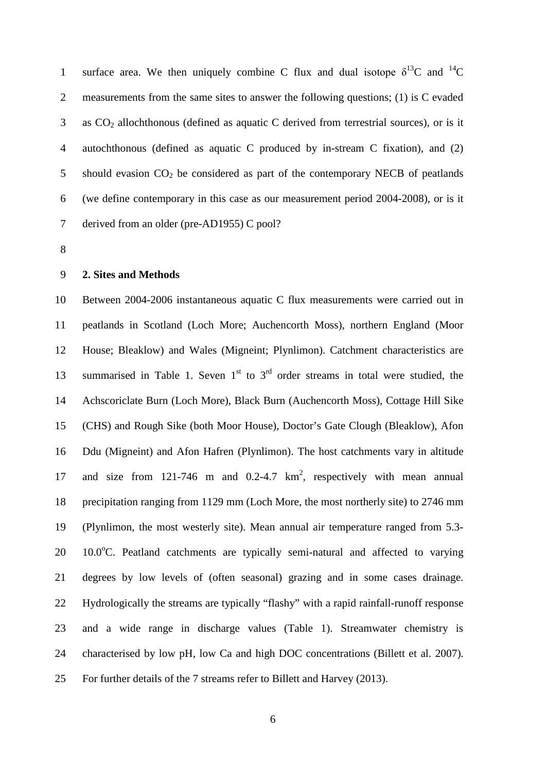surface area. We then uniquely combine C flux and dual isotope $\delta^{13}C$ and $^{14}C$ measurements from the same sites to answer the following questions; (1) is C evaded as $CO_2$ allochthonous (defined as aquatic C derived from terrestrial sources), or is it autochthonous (defined as aquatic C produced by in-stream C fixation), and (2) should evasion $CO_2$ be considered as part of the contemporary NECB of peatlands (we define contemporary in this case as our measurement period 2004-2008), or is it derived from an older (pre-AD1955) C pool?

## 2. Sites and Methods

Between 2004-2006 instantaneous aquatic C flux measurements were carried out in peatlands in Scotland (Loch More; Auchencorth Moss), northern England (Moor House; Bleaklow) and Wales (Migneint; Plynlimon). Catchment characteristics are summarised in Table 1. Seven 1st to 3rd order streams in total were studied, the Achscoriclate Burn (Loch More), Black Burn (Auchencorth Moss), Cottage Hill Sike (CHS) and Rough Sike (both Moor House), Doctor's Gate Clough (Bleaklow), Afon Ddu (Migneint) and Afon Hafren (Plynlimon). The host catchments vary in altitude and size from 121-746 m and 0.2-4.7 $km^2$, respectively with mean annual precipitation ranging from 1129 mm (Loch More, the most northerly site) to 2746 mm (Plynlimon, the most westerly site). Mean annual air temperature ranged from 5.3-10.0$^{o}$C. Peatland catchments are typically semi-natural and affected to varying degrees by low levels of (often seasonal) grazing and in some cases drainage. Hydrologically the streams are typically "flashy" with a rapid rainfall-runoff response and a wide range in discharge values (Table 1). Streamwater chemistry is characterised by low pH, low Ca and high DOC concentrations (Billett et al. 2007). For further details of the 7 streams refer to Billett and Harvey (2013).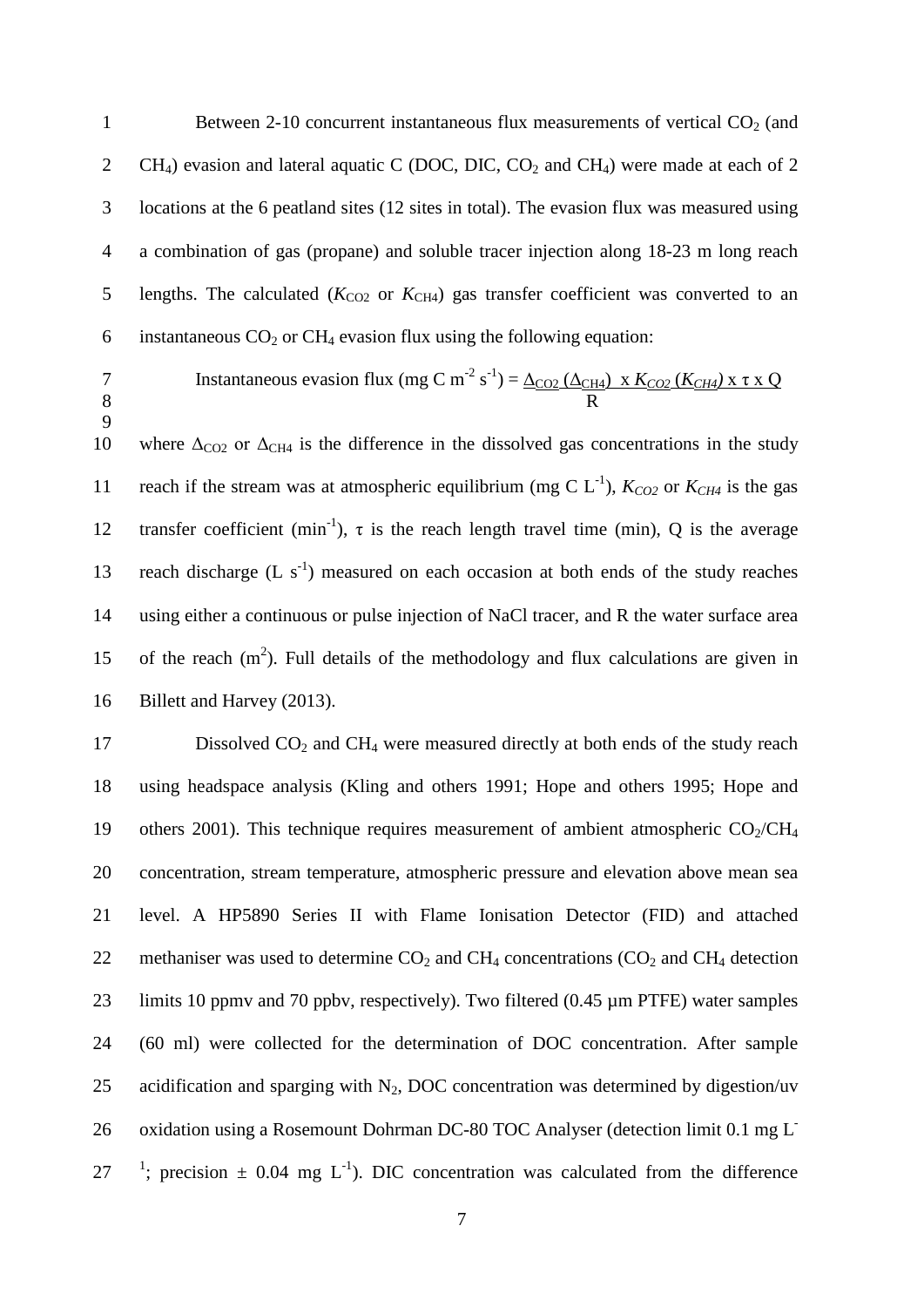Between 2-10 concurrent instantaneous flux measurements of vertical $CO_2$ (and $CH_4$) evasion and lateral aquatic C (DOC, DIC, $CO_2$ and $CH_4$) were made at each of 2 locations at the 6 peatland sites (12 sites in total). The evasion flux was measured using a combination of gas (propane) and soluble tracer injection along 18-23 m long reach lengths. The calculated ($K_{CO2}$ or $K_{CH4}$) gas transfer coefficient was converted to an instantaneous $CO_2$ or $CH_4$ evasion flux using the following equation:

$$\text{Instantaneous evasion flux (mg C m}^{-2}\text{ s}^{-1}) = \frac{\Delta_{CO2}\ (\Delta_{CH4})\ \times K_{CO2}\ (K_{CH4})\ \times \tau \times Q}{R}$$

where $\Delta_{CO2}$ or $\Delta_{CH4}$ is the difference in the dissolved gas concentrations in the study reach if the stream was at atmospheric equilibrium (mg C $L^{-1}$), $K_{CO2}$ or $K_{CH4}$ is the gas transfer coefficient ($min^{-1}$), $\tau$ is the reach length travel time (min), Q is the average reach discharge (L $s^{-1}$) measured on each occasion at both ends of the study reaches using either a continuous or pulse injection of NaCl tracer, and R the water surface area of the reach ($m^2$). Full details of the methodology and flux calculations are given in Billett and Harvey (2013).

Dissolved $CO_2$ and $CH_4$ were measured directly at both ends of the study reach using headspace analysis (Kling and others 1991; Hope and others 1995; Hope and others 2001). This technique requires measurement of ambient atmospheric $CO_2$/$CH_4$ concentration, stream temperature, atmospheric pressure and elevation above mean sea level. A HP5890 Series II with Flame Ionisation Detector (FID) and attached methaniser was used to determine $CO_2$ and $CH_4$ concentrations ($CO_2$ and $CH_4$ detection limits 10 ppmv and 70 ppbv, respectively). Two filtered (0.45 µm PTFE) water samples (60 ml) were collected for the determination of DOC concentration. After sample acidification and sparging with $N_2$, DOC concentration was determined by digestion/uv oxidation using a Rosemount Dohrman DC-80 TOC Analyser (detection limit 0.1 mg $L^{-1}$; precision ± 0.04 mg $L^{-1}$). DIC concentration was calculated from the difference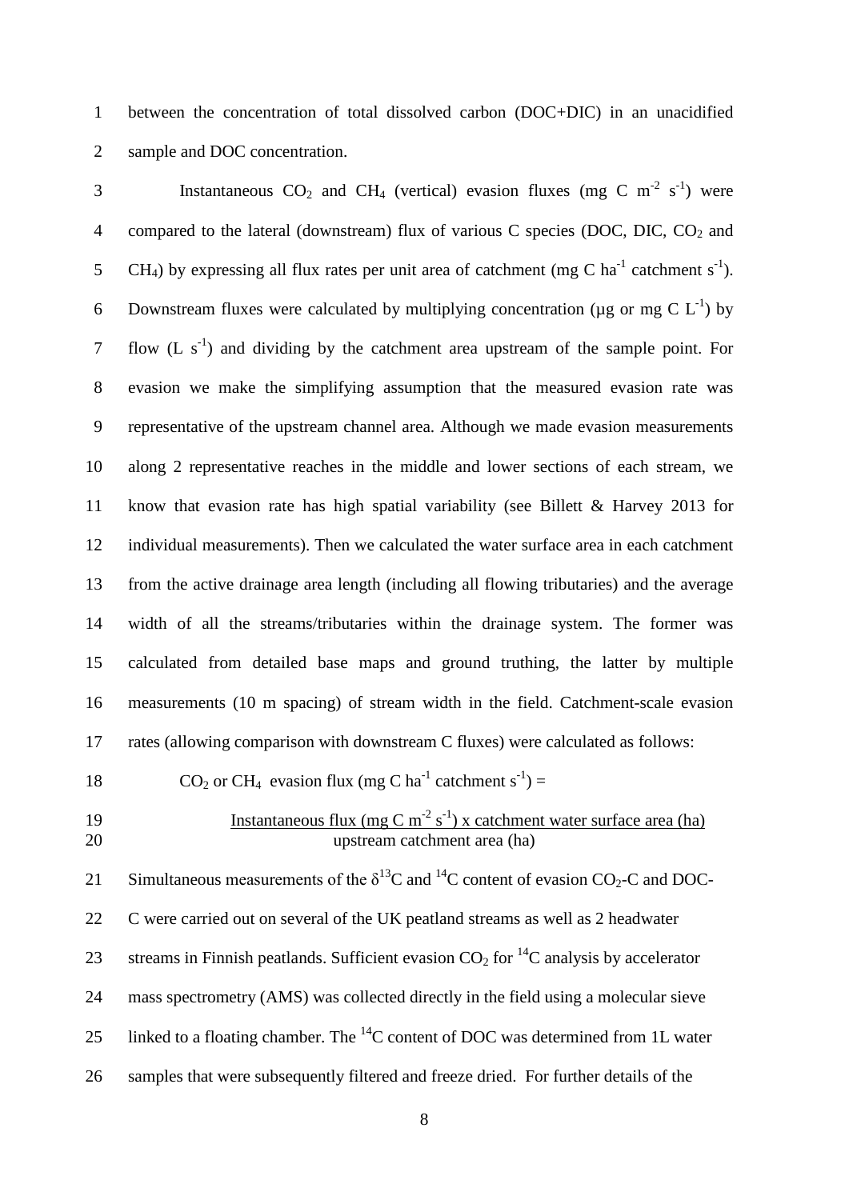between the concentration of total dissolved carbon (DOC+DIC) in an unacidified sample and DOC concentration.

Instantaneous $CO_2$ and $CH_4$ (vertical) evasion fluxes (mg C $m^{-2}$ $s^{-1}$) were compared to the lateral (downstream) flux of various C species (DOC, DIC, $CO_2$ and $CH_4$) by expressing all flux rates per unit area of catchment (mg C $ha^{-1}$ catchment $s^{-1}$). Downstream fluxes were calculated by multiplying concentration (µg or mg C $L^{-1}$) by flow (L $s^{-1}$) and dividing by the catchment area upstream of the sample point. For evasion we make the simplifying assumption that the measured evasion rate was representative of the upstream channel area. Although we made evasion measurements along 2 representative reaches in the middle and lower sections of each stream, we know that evasion rate has high spatial variability (see Billett & Harvey 2013 for individual measurements). Then we calculated the water surface area in each catchment from the active drainage area length (including all flowing tributaries) and the average width of all the streams/tributaries within the drainage system. The former was calculated from detailed base maps and ground truthing, the latter by multiple measurements (10 m spacing) of stream width in the field. Catchment-scale evasion rates (allowing comparison with downstream C fluxes) were calculated as follows:

$$CO_2 \text{ or } CH_4 \text{ evasion flux (mg C ha}^{-1}\text{ catchment s}^{-1}) = \frac{\text{Instantaneous flux (mg C m}^{-2}\text{ s}^{-1}) \times \text{catchment water surface area (ha)}}{\text{upstream catchment area (ha)}}$$

Simultaneous measurements of the $\delta^{13}C$ and $^{14}C$ content of evasion $CO_2$-C and DOC-C were carried out on several of the UK peatland streams as well as 2 headwater streams in Finnish peatlands. Sufficient evasion $CO_2$ for $^{14}C$ analysis by accelerator mass spectrometry (AMS) was collected directly in the field using a molecular sieve linked to a floating chamber. The $^{14}C$ content of DOC was determined from 1L water samples that were subsequently filtered and freeze dried. For further details of the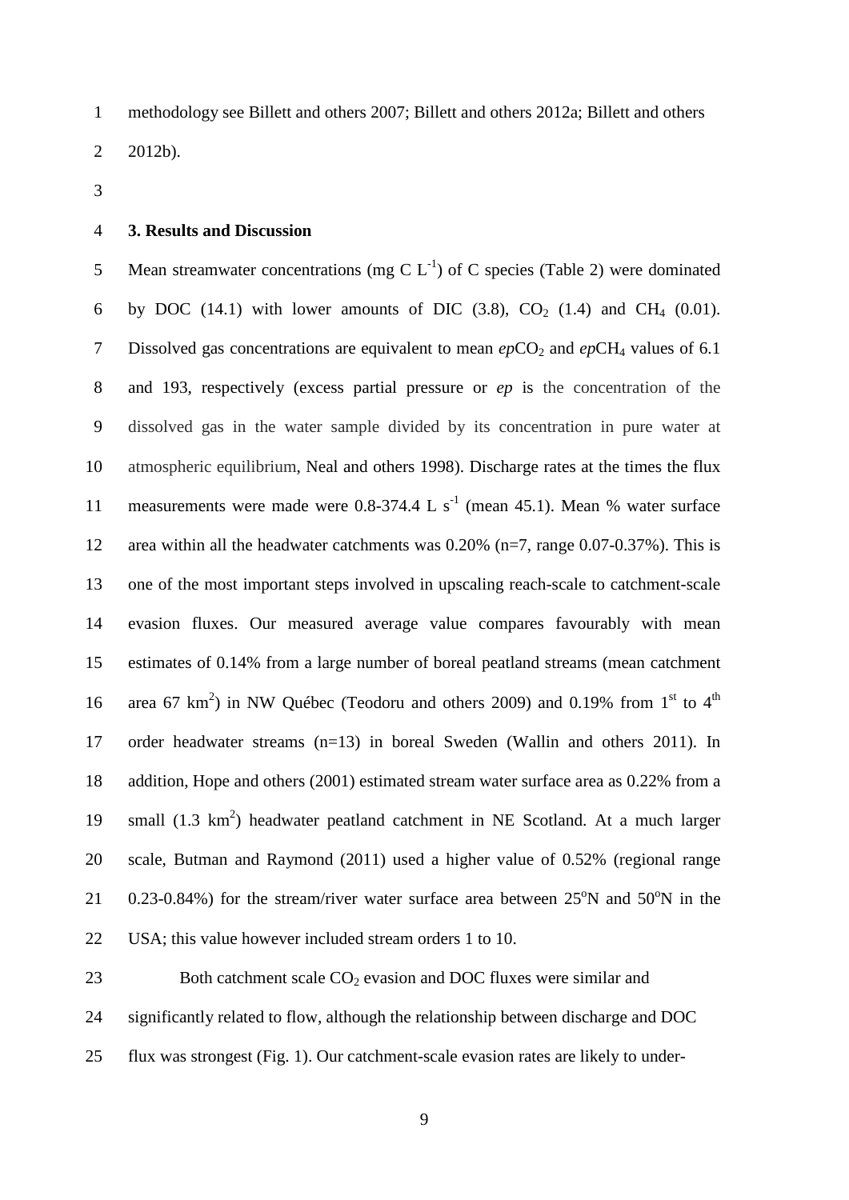methodology see Billett and others 2007; Billett and others 2012a; Billett and others 2012b).

## 3. Results and Discussion

Mean streamwater concentrations (mg C $L^{-1}$) of C species (Table 2) were dominated by DOC (14.1) with lower amounts of DIC (3.8), $CO_2$ (1.4) and $CH_4$ (0.01). Dissolved gas concentrations are equivalent to mean *ep*$CO_2$ and *ep*$CH_4$ values of 6.1 and 193, respectively (excess partial pressure or *ep* is the concentration of the dissolved gas in the water sample divided by its concentration in pure water at atmospheric equilibrium, Neal and others 1998). Discharge rates at the times the flux measurements were made were 0.8-374.4 L $s^{-1}$ (mean 45.1). Mean % water surface area within all the headwater catchments was 0.20% (n=7, range 0.07-0.37%). This is one of the most important steps involved in upscaling reach-scale to catchment-scale evasion fluxes. Our measured average value compares favourably with mean estimates of 0.14% from a large number of boreal peatland streams (mean catchment area 67 $km^2$) in NW Québec (Teodoru and others 2009) and 0.19% from 1st to 4th order headwater streams (n=13) in boreal Sweden (Wallin and others 2011). In addition, Hope and others (2001) estimated stream water surface area as 0.22% from a small (1.3 $km^2$) headwater peatland catchment in NE Scotland. At a much larger scale, Butman and Raymond (2011) used a higher value of 0.52% (regional range 0.23-0.84%) for the stream/river water surface area between 25°N and 50°N in the USA; this value however included stream orders 1 to 10.

Both catchment scale $CO_2$ evasion and DOC fluxes were similar and significantly related to flow, although the relationship between discharge and DOC flux was strongest (Fig. 1). Our catchment-scale evasion rates are likely to under-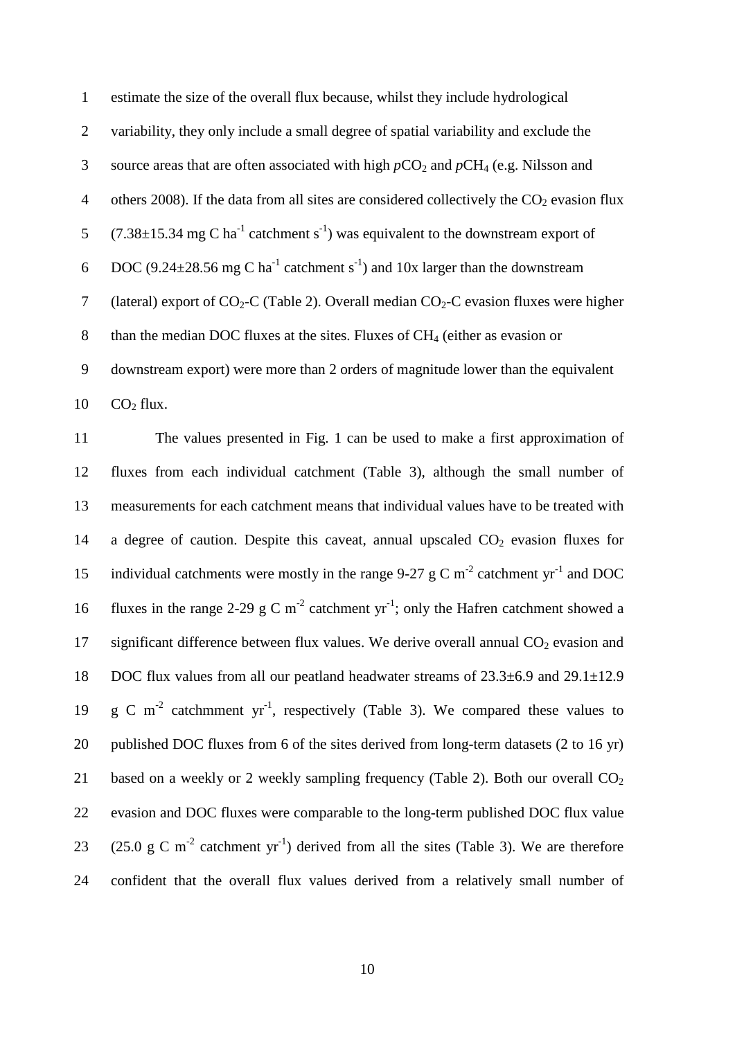estimate the size of the overall flux because, whilst they include hydrological variability, they only include a small degree of spatial variability and exclude the source areas that are often associated with high $p\mathrm{CO_2}$ and $p\mathrm{CH_4}$ (e.g. Nilsson and others 2008). If the data from all sites are considered collectively the $CO_2$ evasion flux ($7.38\pm15.34$ mg C $\mathrm{ha^{-1}}$ catchment $\mathrm{s^{-1}}$) was equivalent to the downstream export of DOC ($9.24\pm28.56$ mg C $\mathrm{ha^{-1}}$ catchment $\mathrm{s^{-1}}$) and 10x larger than the downstream (lateral) export of $CO_2$-C (Table 2). Overall median $CO_2$-C evasion fluxes were higher than the median DOC fluxes at the sites. Fluxes of $CH_4$ (either as evasion or downstream export) were more than 2 orders of magnitude lower than the equivalent $CO_2$ flux.

The values presented in Fig. 1 can be used to make a first approximation of fluxes from each individual catchment (Table 3), although the small number of measurements for each catchment means that individual values have to be treated with a degree of caution. Despite this caveat, annual upscaled $CO_2$ evasion fluxes for individual catchments were mostly in the range 9-27 g C $\mathrm{m^{-2}}$ catchment $\mathrm{yr^{-1}}$ and DOC fluxes in the range 2-29 g C $\mathrm{m^{-2}}$ catchment $\mathrm{yr^{-1}}$; only the Hafren catchment showed a significant difference between flux values. We derive overall annual $CO_2$ evasion and DOC flux values from all our peatland headwater streams of $23.3\pm6.9$ and $29.1\pm12.9$ g C $\mathrm{m^{-2}}$ catchmment $\mathrm{yr^{-1}}$, respectively (Table 3). We compared these values to published DOC fluxes from 6 of the sites derived from long-term datasets (2 to 16 yr) based on a weekly or 2 weekly sampling frequency (Table 2). Both our overall $CO_2$ evasion and DOC fluxes were comparable to the long-term published DOC flux value (25.0 g C $\mathrm{m^{-2}}$ catchment $\mathrm{yr^{-1}}$) derived from all the sites (Table 3). We are therefore confident that the overall flux values derived from a relatively small number of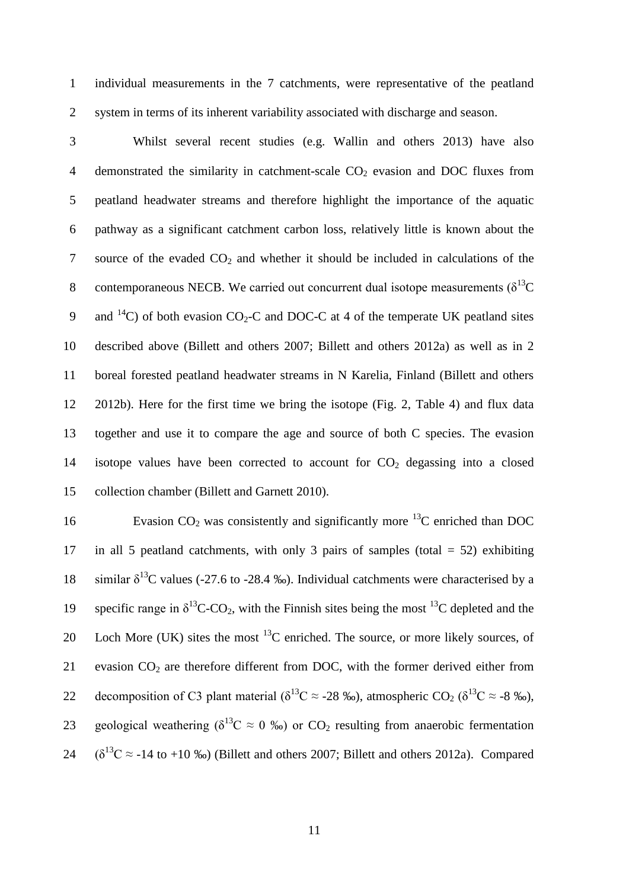individual measurements in the 7 catchments, were representative of the peatland system in terms of its inherent variability associated with discharge and season.

Whilst several recent studies (e.g. Wallin and others 2013) have also demonstrated the similarity in catchment-scale $CO_2$ evasion and DOC fluxes from peatland headwater streams and therefore highlight the importance of the aquatic pathway as a significant catchment carbon loss, relatively little is known about the source of the evaded $CO_2$ and whether it should be included in calculations of the contemporaneous NECB. We carried out concurrent dual isotope measurements ($\delta^{13}C$ and $^{14}C$) of both evasion $CO_2$-C and DOC-C at 4 of the temperate UK peatland sites described above (Billett and others 2007; Billett and others 2012a) as well as in 2 boreal forested peatland headwater streams in N Karelia, Finland (Billett and others 2012b). Here for the first time we bring the isotope (Fig. 2, Table 4) and flux data together and use it to compare the age and source of both C species. The evasion isotope values have been corrected to account for $CO_2$ degassing into a closed collection chamber (Billett and Garnett 2010).

Evasion $CO_2$ was consistently and significantly more $^{13}C$ enriched than DOC in all 5 peatland catchments, with only 3 pairs of samples (total = 52) exhibiting similar $\delta^{13}C$ values (-27.6 to -28.4 ‰). Individual catchments were characterised by a specific range in $\delta^{13}C$-$CO_2$, with the Finnish sites being the most $^{13}C$ depleted and the Loch More (UK) sites the most $^{13}C$ enriched. The source, or more likely sources, of evasion $CO_2$ are therefore different from DOC, with the former derived either from decomposition of C3 plant material ($\delta^{13}C \approx$ -28 ‰), atmospheric $CO_2$ ($\delta^{13}C \approx$ -8 ‰), geological weathering ($\delta^{13}C \approx$ 0 ‰) or $CO_2$ resulting from anaerobic fermentation ($\delta^{13}C \approx$ -14 to +10 ‰) (Billett and others 2007; Billett and others 2012a). Compared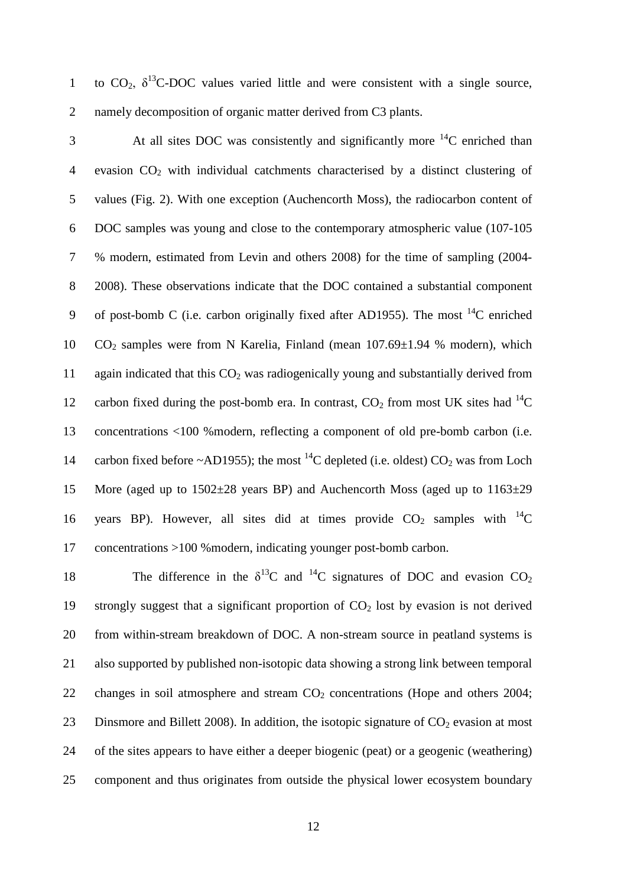to $CO_2$, $\delta^{13}C$-DOC values varied little and were consistent with a single source, namely decomposition of organic matter derived from C3 plants.

At all sites DOC was consistently and significantly more $^{14}C$ enriched than evasion $CO_2$ with individual catchments characterised by a distinct clustering of values (Fig. 2). With one exception (Auchencorth Moss), the radiocarbon content of DOC samples was young and close to the contemporary atmospheric value (107-105 % modern, estimated from Levin and others 2008) for the time of sampling (2004-2008). These observations indicate that the DOC contained a substantial component of post-bomb C (i.e. carbon originally fixed after AD1955). The most $^{14}C$ enriched $CO_2$ samples were from N Karelia, Finland (mean 107.69±1.94 % modern), which again indicated that this $CO_2$ was radiogenically young and substantially derived from carbon fixed during the post-bomb era. In contrast, $CO_2$ from most UK sites had $^{14}C$ concentrations <100 %modern, reflecting a component of old pre-bomb carbon (i.e. carbon fixed before ~AD1955); the most $^{14}C$ depleted (i.e. oldest) $CO_2$ was from Loch More (aged up to 1502±28 years BP) and Auchencorth Moss (aged up to 1163±29 years BP). However, all sites did at times provide $CO_2$ samples with $^{14}C$ concentrations >100 %modern, indicating younger post-bomb carbon.

The difference in the $\delta^{13}C$ and $^{14}C$ signatures of DOC and evasion $CO_2$ strongly suggest that a significant proportion of $CO_2$ lost by evasion is not derived from within-stream breakdown of DOC. A non-stream source in peatland systems is also supported by published non-isotopic data showing a strong link between temporal changes in soil atmosphere and stream $CO_2$ concentrations (Hope and others 2004; Dinsmore and Billett 2008). In addition, the isotopic signature of $CO_2$ evasion at most of the sites appears to have either a deeper biogenic (peat) or a geogenic (weathering) component and thus originates from outside the physical lower ecosystem boundary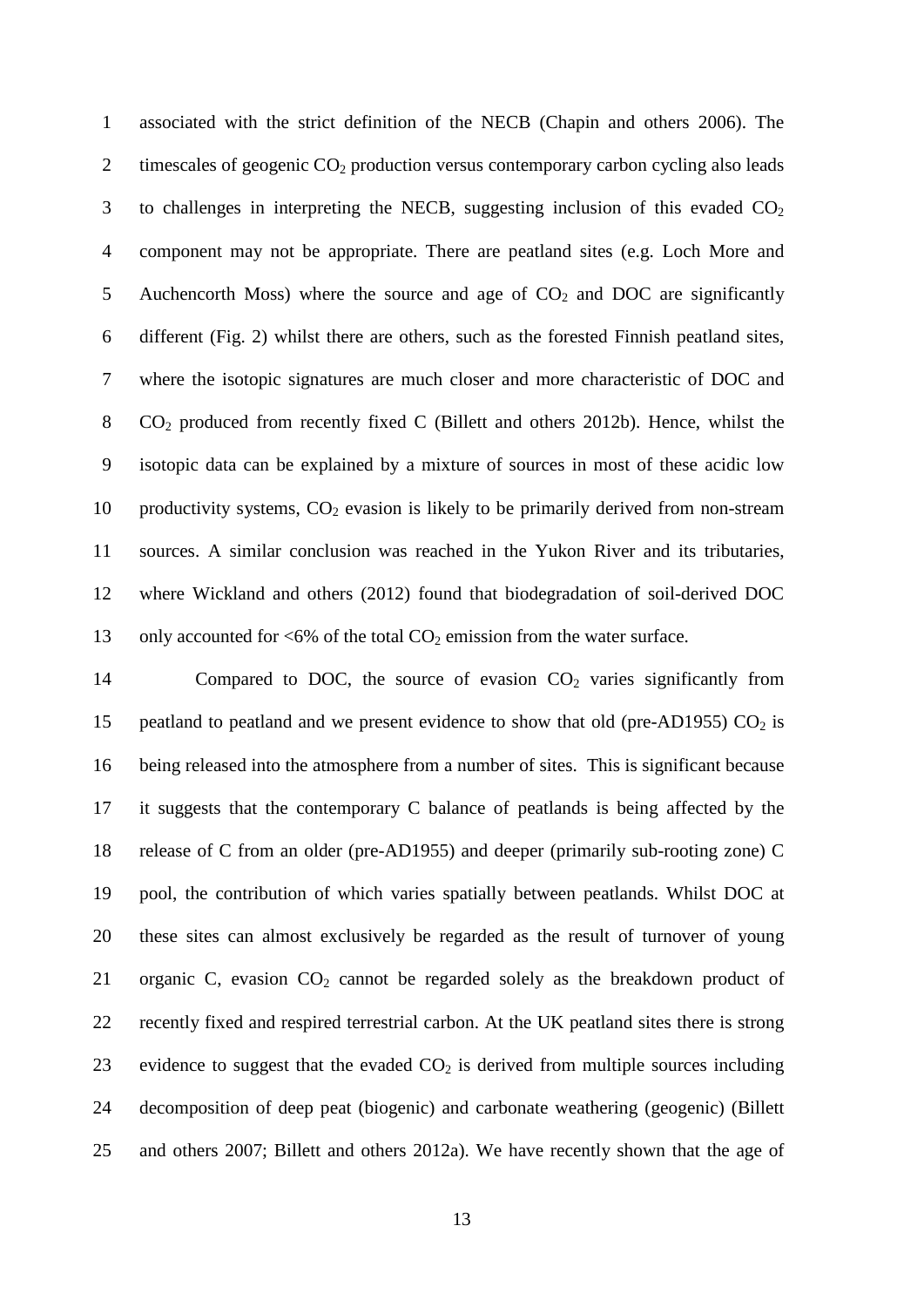associated with the strict definition of the NECB (Chapin and others 2006). The timescales of geogenic $CO_2$ production versus contemporary carbon cycling also leads to challenges in interpreting the NECB, suggesting inclusion of this evaded $CO_2$ component may not be appropriate. There are peatland sites (e.g. Loch More and Auchencorth Moss) where the source and age of $CO_2$ and DOC are significantly different (Fig. 2) whilst there are others, such as the forested Finnish peatland sites, where the isotopic signatures are much closer and more characteristic of DOC and $CO_2$ produced from recently fixed C (Billett and others 2012b). Hence, whilst the isotopic data can be explained by a mixture of sources in most of these acidic low productivity systems, $CO_2$ evasion is likely to be primarily derived from non-stream sources. A similar conclusion was reached in the Yukon River and its tributaries, where Wickland and others (2012) found that biodegradation of soil-derived DOC only accounted for <6% of the total $CO_2$ emission from the water surface.

Compared to DOC, the source of evasion $CO_2$ varies significantly from peatland to peatland and we present evidence to show that old (pre-AD1955) $CO_2$ is being released into the atmosphere from a number of sites. This is significant because it suggests that the contemporary C balance of peatlands is being affected by the release of C from an older (pre-AD1955) and deeper (primarily sub-rooting zone) C pool, the contribution of which varies spatially between peatlands. Whilst DOC at these sites can almost exclusively be regarded as the result of turnover of young organic C, evasion $CO_2$ cannot be regarded solely as the breakdown product of recently fixed and respired terrestrial carbon. At the UK peatland sites there is strong evidence to suggest that the evaded $CO_2$ is derived from multiple sources including decomposition of deep peat (biogenic) and carbonate weathering (geogenic) (Billett and others 2007; Billett and others 2012a). We have recently shown that the age of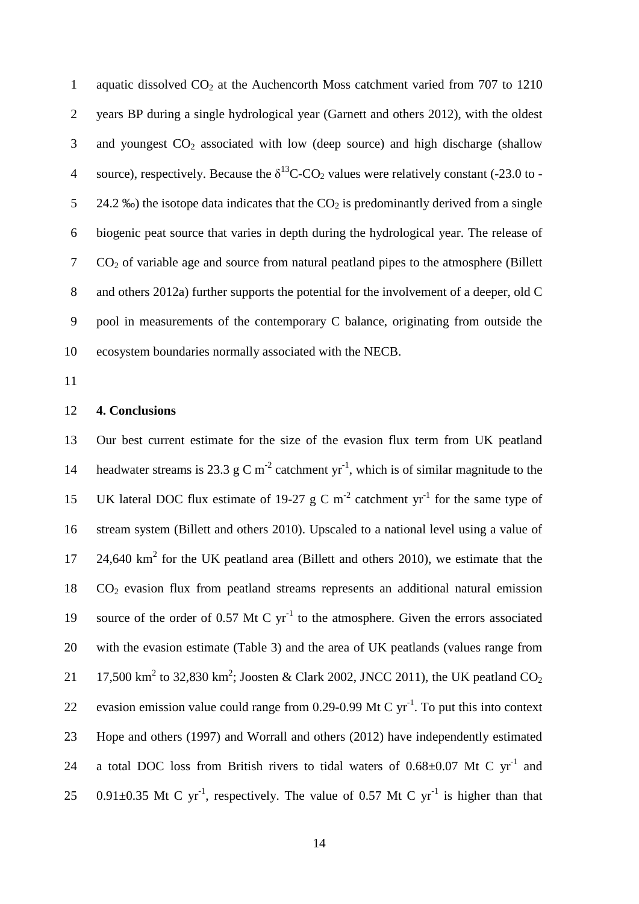aquatic dissolved $CO_2$ at the Auchencorth Moss catchment varied from 707 to 1210 years BP during a single hydrological year (Garnett and others 2012), with the oldest and youngest $CO_2$ associated with low (deep source) and high discharge (shallow source), respectively. Because the $\delta^{13}C$-$CO_2$ values were relatively constant (-23.0 to -24.2 ‰) the isotope data indicates that the $CO_2$ is predominantly derived from a single biogenic peat source that varies in depth during the hydrological year. The release of $CO_2$ of variable age and source from natural peatland pipes to the atmosphere (Billett and others 2012a) further supports the potential for the involvement of a deeper, old C pool in measurements of the contemporary C balance, originating from outside the ecosystem boundaries normally associated with the NECB.

## 4. Conclusions

Our best current estimate for the size of the evasion flux term from UK peatland headwater streams is 23.3 g C $m^{-2}$ catchment $yr^{-1}$, which is of similar magnitude to the UK lateral DOC flux estimate of 19-27 g C $m^{-2}$ catchment $yr^{-1}$ for the same type of stream system (Billett and others 2010). Upscaled to a national level using a value of 24,640 $km^2$ for the UK peatland area (Billett and others 2010), we estimate that the $CO_2$ evasion flux from peatland streams represents an additional natural emission source of the order of 0.57 Mt C $yr^{-1}$ to the atmosphere. Given the errors associated with the evasion estimate (Table 3) and the area of UK peatlands (values range from 17,500 $km^2$ to 32,830 $km^2$; Joosten & Clark 2002, JNCC 2011), the UK peatland $CO_2$ evasion emission value could range from 0.29-0.99 Mt C $yr^{-1}$. To put this into context Hope and others (1997) and Worrall and others (2012) have independently estimated a total DOC loss from British rivers to tidal waters of 0.68±0.07 Mt C $yr^{-1}$ and 0.91±0.35 Mt C $yr^{-1}$, respectively. The value of 0.57 Mt C $yr^{-1}$ is higher than that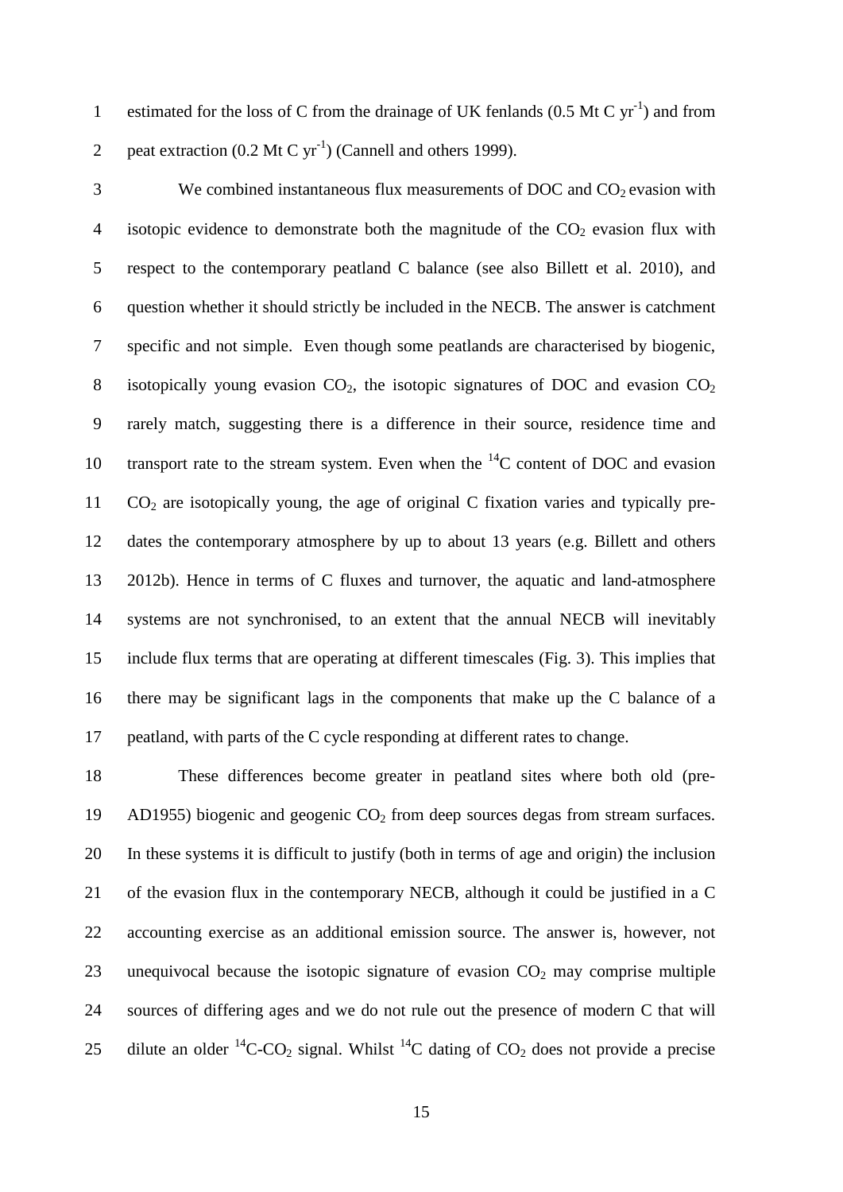estimated for the loss of C from the drainage of UK fenlands (0.5 Mt C $yr^{-1}$) and from peat extraction (0.2 Mt C $yr^{-1}$) (Cannell and others 1999).

We combined instantaneous flux measurements of DOC and $CO_2$ evasion with isotopic evidence to demonstrate both the magnitude of the $CO_2$ evasion flux with respect to the contemporary peatland C balance (see also Billett et al. 2010), and question whether it should strictly be included in the NECB. The answer is catchment specific and not simple. Even though some peatlands are characterised by biogenic, isotopically young evasion $CO_2$, the isotopic signatures of DOC and evasion $CO_2$ rarely match, suggesting there is a difference in their source, residence time and transport rate to the stream system. Even when the $^{14}C$ content of DOC and evasion $CO_2$ are isotopically young, the age of original C fixation varies and typically pre-dates the contemporary atmosphere by up to about 13 years (e.g. Billett and others 2012b). Hence in terms of C fluxes and turnover, the aquatic and land-atmosphere systems are not synchronised, to an extent that the annual NECB will inevitably include flux terms that are operating at different timescales (Fig. 3). This implies that there may be significant lags in the components that make up the C balance of a peatland, with parts of the C cycle responding at different rates to change.

These differences become greater in peatland sites where both old (pre-AD1955) biogenic and geogenic $CO_2$ from deep sources degas from stream surfaces. In these systems it is difficult to justify (both in terms of age and origin) the inclusion of the evasion flux in the contemporary NECB, although it could be justified in a C accounting exercise as an additional emission source. The answer is, however, not unequivocal because the isotopic signature of evasion $CO_2$ may comprise multiple sources of differing ages and we do not rule out the presence of modern C that will dilute an older $^{14}C$-$CO_2$ signal. Whilst $^{14}C$ dating of $CO_2$ does not provide a precise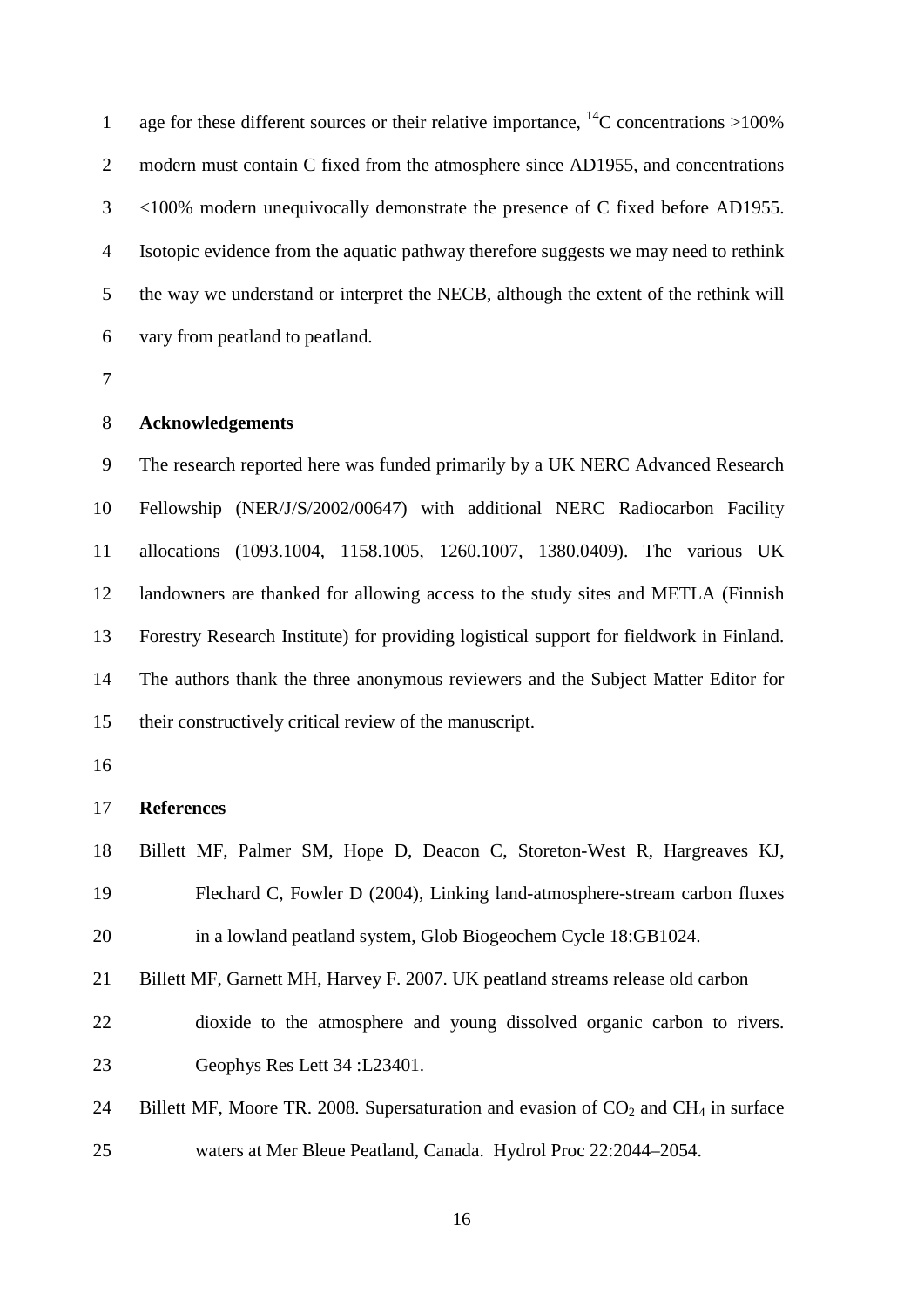age for these different sources or their relative importance, $^{14}C$ concentrations >100% modern must contain C fixed from the atmosphere since AD1955, and concentrations <100% modern unequivocally demonstrate the presence of C fixed before AD1955. Isotopic evidence from the aquatic pathway therefore suggests we may need to rethink the way we understand or interpret the NECB, although the extent of the rethink will vary from peatland to peatland.

## Acknowledgements

The research reported here was funded primarily by a UK NERC Advanced Research Fellowship (NER/J/S/2002/00647) with additional NERC Radiocarbon Facility allocations (1093.1004, 1158.1005, 1260.1007, 1380.0409). The various UK landowners are thanked for allowing access to the study sites and METLA (Finnish Forestry Research Institute) for providing logistical support for fieldwork in Finland. The authors thank the three anonymous reviewers and the Subject Matter Editor for their constructively critical review of the manuscript.

## References

Billett MF, Palmer SM, Hope D, Deacon C, Storeton-West R, Hargreaves KJ, Flechard C, Fowler D (2004), Linking land-atmosphere-stream carbon fluxes in a lowland peatland system, Glob Biogeochem Cycle 18:GB1024.

Billett MF, Garnett MH, Harvey F. 2007. UK peatland streams release old carbon dioxide to the atmosphere and young dissolved organic carbon to rivers. Geophys Res Lett 34 :L23401.

Billett MF, Moore TR. 2008. Supersaturation and evasion of $CO_2$ and $CH_4$ in surface waters at Mer Bleue Peatland, Canada. Hydrol Proc 22:2044–2054.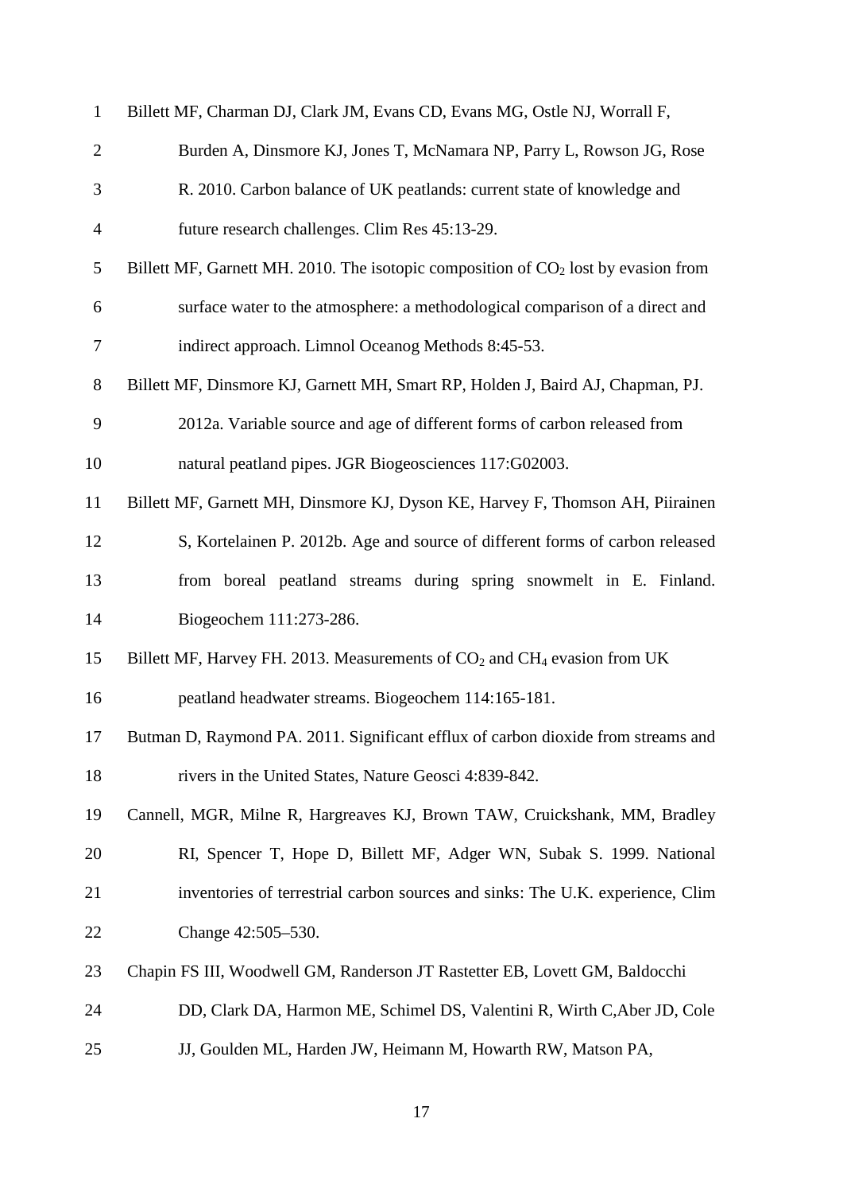Billett MF, Charman DJ, Clark JM, Evans CD, Evans MG, Ostle NJ, Worrall F, Burden A, Dinsmore KJ, Jones T, McNamara NP, Parry L, Rowson JG, Rose R. 2010. Carbon balance of UK peatlands: current state of knowledge and future research challenges. Clim Res 45:13-29.

Billett MF, Garnett MH. 2010. The isotopic composition of $CO_2$ lost by evasion from surface water to the atmosphere: a methodological comparison of a direct and indirect approach. Limnol Oceanog Methods 8:45-53.

Billett MF, Dinsmore KJ, Garnett MH, Smart RP, Holden J, Baird AJ, Chapman, PJ. 2012a. Variable source and age of different forms of carbon released from natural peatland pipes. JGR Biogeosciences 117:G02003.

Billett MF, Garnett MH, Dinsmore KJ, Dyson KE, Harvey F, Thomson AH, Piirainen S, Kortelainen P. 2012b. Age and source of different forms of carbon released from boreal peatland streams during spring snowmelt in E. Finland. Biogeochem 111:273-286.

Billett MF, Harvey FH. 2013. Measurements of $CO_2$ and $CH_4$ evasion from UK peatland headwater streams. Biogeochem 114:165-181.

Butman D, Raymond PA. 2011. Significant efflux of carbon dioxide from streams and rivers in the United States, Nature Geosci 4:839-842.

Cannell, MGR, Milne R, Hargreaves KJ, Brown TAW, Cruickshank, MM, Bradley RI, Spencer T, Hope D, Billett MF, Adger WN, Subak S. 1999. National inventories of terrestrial carbon sources and sinks: The U.K. experience, Clim Change 42:505–530.

Chapin FS III, Woodwell GM, Randerson JT Rastetter EB, Lovett GM, Baldocchi DD, Clark DA, Harmon ME, Schimel DS, Valentini R, Wirth C,Aber JD, Cole JJ, Goulden ML, Harden JW, Heimann M, Howarth RW, Matson PA,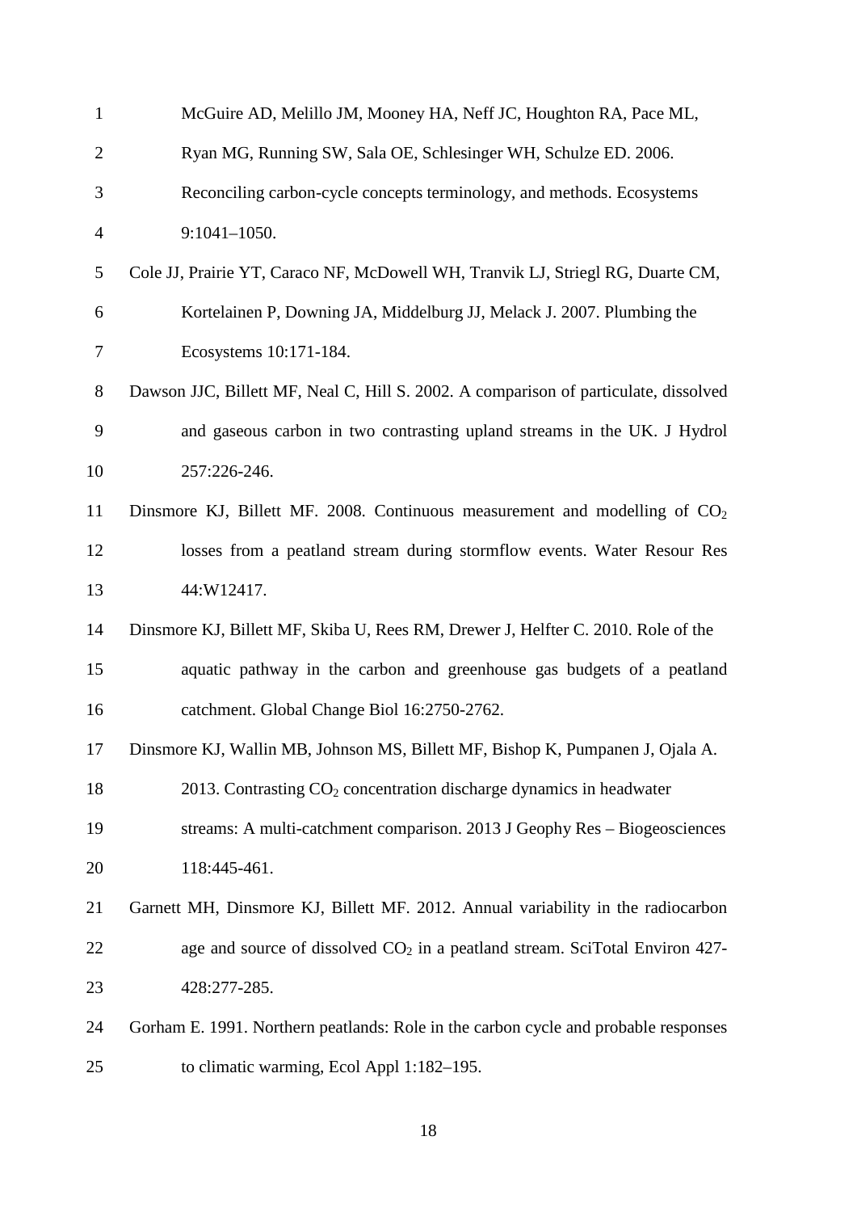McGuire AD, Melillo JM, Mooney HA, Neff JC, Houghton RA, Pace ML, Ryan MG, Running SW, Sala OE, Schlesinger WH, Schulze ED. 2006. Reconciling carbon-cycle concepts terminology, and methods. Ecosystems 9:1041–1050.

Cole JJ, Prairie YT, Caraco NF, McDowell WH, Tranvik LJ, Striegl RG, Duarte CM, Kortelainen P, Downing JA, Middelburg JJ, Melack J. 2007. Plumbing the Ecosystems 10:171-184.

Dawson JJC, Billett MF, Neal C, Hill S. 2002. A comparison of particulate, dissolved and gaseous carbon in two contrasting upland streams in the UK. J Hydrol 257:226-246.

Dinsmore KJ, Billett MF. 2008. Continuous measurement and modelling of $CO_2$ losses from a peatland stream during stormflow events. Water Resour Res 44:W12417.

Dinsmore KJ, Billett MF, Skiba U, Rees RM, Drewer J, Helfter C. 2010. Role of the aquatic pathway in the carbon and greenhouse gas budgets of a peatland catchment. Global Change Biol 16:2750-2762.

Dinsmore KJ, Wallin MB, Johnson MS, Billett MF, Bishop K, Pumpanen J, Ojala A. 2013. Contrasting $CO_2$ concentration discharge dynamics in headwater streams: A multi-catchment comparison. 2013 J Geophy Res – Biogeosciences 118:445-461.

Garnett MH, Dinsmore KJ, Billett MF. 2012. Annual variability in the radiocarbon age and source of dissolved $CO_2$ in a peatland stream. SciTotal Environ 427-428:277-285.

Gorham E. 1991. Northern peatlands: Role in the carbon cycle and probable responses to climatic warming, Ecol Appl 1:182–195.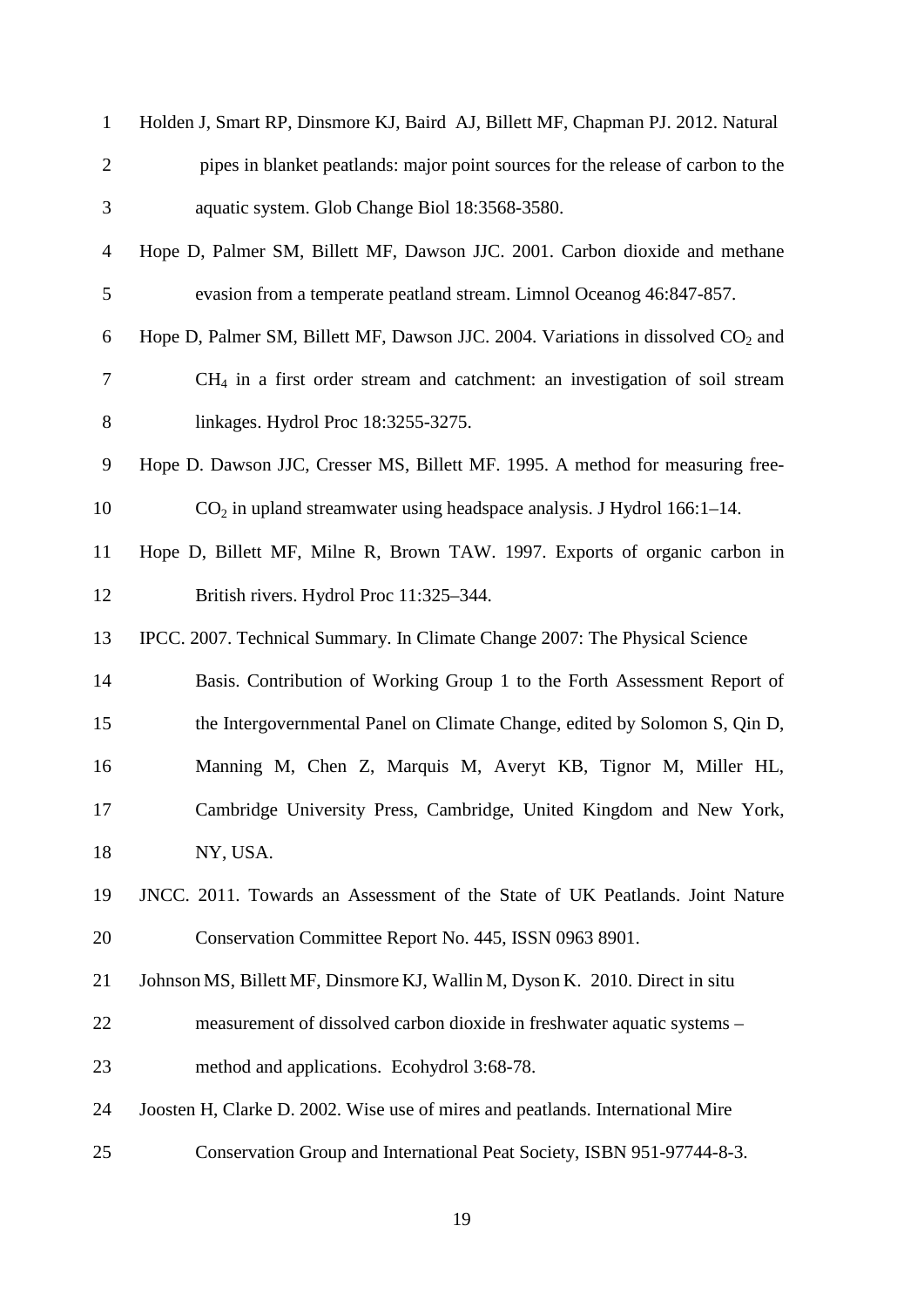Holden J, Smart RP, Dinsmore KJ, Baird AJ, Billett MF, Chapman PJ. 2012. Natural pipes in blanket peatlands: major point sources for the release of carbon to the aquatic system. Glob Change Biol 18:3568-3580.

Hope D, Palmer SM, Billett MF, Dawson JJC. 2001. Carbon dioxide and methane evasion from a temperate peatland stream. Limnol Oceanog 46:847-857.

Hope D, Palmer SM, Billett MF, Dawson JJC. 2004. Variations in dissolved $CO_2$ and $CH_4$ in a first order stream and catchment: an investigation of soil stream linkages. Hydrol Proc 18:3255-3275.

Hope D. Dawson JJC, Cresser MS, Billett MF. 1995. A method for measuring free-$CO_2$ in upland streamwater using headspace analysis. J Hydrol 166:1–14.

Hope D, Billett MF, Milne R, Brown TAW. 1997. Exports of organic carbon in British rivers. Hydrol Proc 11:325–344.

IPCC. 2007. Technical Summary. In Climate Change 2007: The Physical Science Basis. Contribution of Working Group 1 to the Forth Assessment Report of the Intergovernmental Panel on Climate Change, edited by Solomon S, Qin D, Manning M, Chen Z, Marquis M, Averyt KB, Tignor M, Miller HL, Cambridge University Press, Cambridge, United Kingdom and New York, NY, USA.

JNCC. 2011. Towards an Assessment of the State of UK Peatlands. Joint Nature Conservation Committee Report No. 445, ISSN 0963 8901.

Johnson MS, Billett MF, Dinsmore KJ, Wallin M, Dyson K. 2010. Direct in situ measurement of dissolved carbon dioxide in freshwater aquatic systems – method and applications. Ecohydrol 3:68-78.

Joosten H, Clarke D. 2002. Wise use of mires and peatlands. International Mire Conservation Group and International Peat Society, ISBN 951-97744-8-3.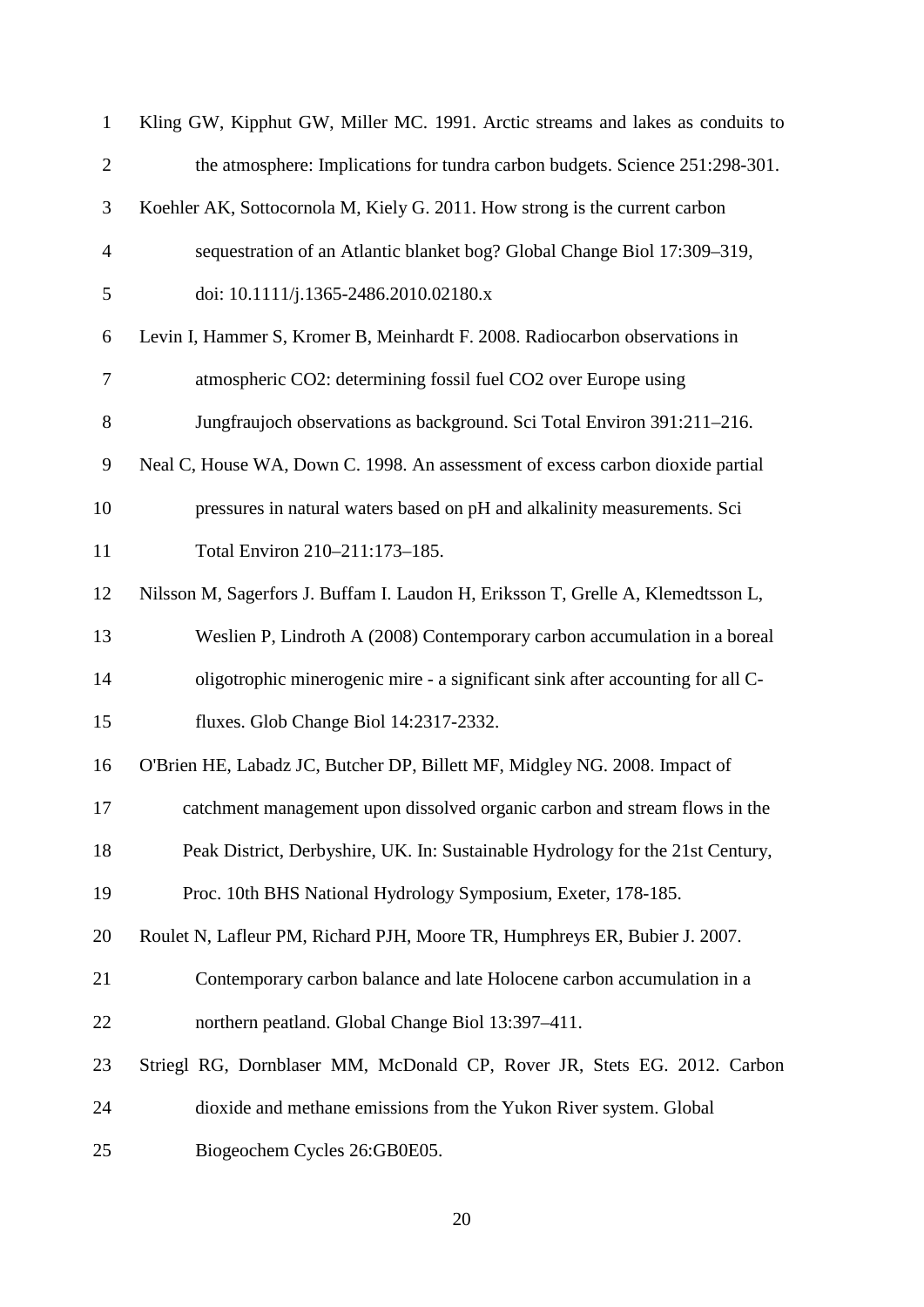Kling GW, Kipphut GW, Miller MC. 1991. Arctic streams and lakes as conduits to the atmosphere: Implications for tundra carbon budgets. Science 251:298-301.

Koehler AK, Sottocornola M, Kiely G. 2011. How strong is the current carbon sequestration of an Atlantic blanket bog? Global Change Biol 17:309–319, doi: 10.1111/j.1365-2486.2010.02180.x

Levin I, Hammer S, Kromer B, Meinhardt F. 2008. Radiocarbon observations in atmospheric CO2: determining fossil fuel CO2 over Europe using Jungfraujoch observations as background. Sci Total Environ 391:211–216.

Neal C, House WA, Down C. 1998. An assessment of excess carbon dioxide partial pressures in natural waters based on pH and alkalinity measurements. Sci Total Environ 210–211:173–185.

Nilsson M, Sagerfors J. Buffam I. Laudon H, Eriksson T, Grelle A, Klemedtsson L, Weslien P, Lindroth A (2008) Contemporary carbon accumulation in a boreal oligotrophic minerogenic mire - a significant sink after accounting for all C-fluxes. Glob Change Biol 14:2317-2332.

O'Brien HE, Labadz JC, Butcher DP, Billett MF, Midgley NG. 2008. Impact of catchment management upon dissolved organic carbon and stream flows in the Peak District, Derbyshire, UK. In: Sustainable Hydrology for the 21st Century, Proc. 10th BHS National Hydrology Symposium, Exeter, 178-185.

Roulet N, Lafleur PM, Richard PJH, Moore TR, Humphreys ER, Bubier J. 2007. Contemporary carbon balance and late Holocene carbon accumulation in a northern peatland. Global Change Biol 13:397–411.

Striegl RG, Dornblaser MM, McDonald CP, Rover JR, Stets EG. 2012. Carbon dioxide and methane emissions from the Yukon River system. Global Biogeochem Cycles 26:GB0E05.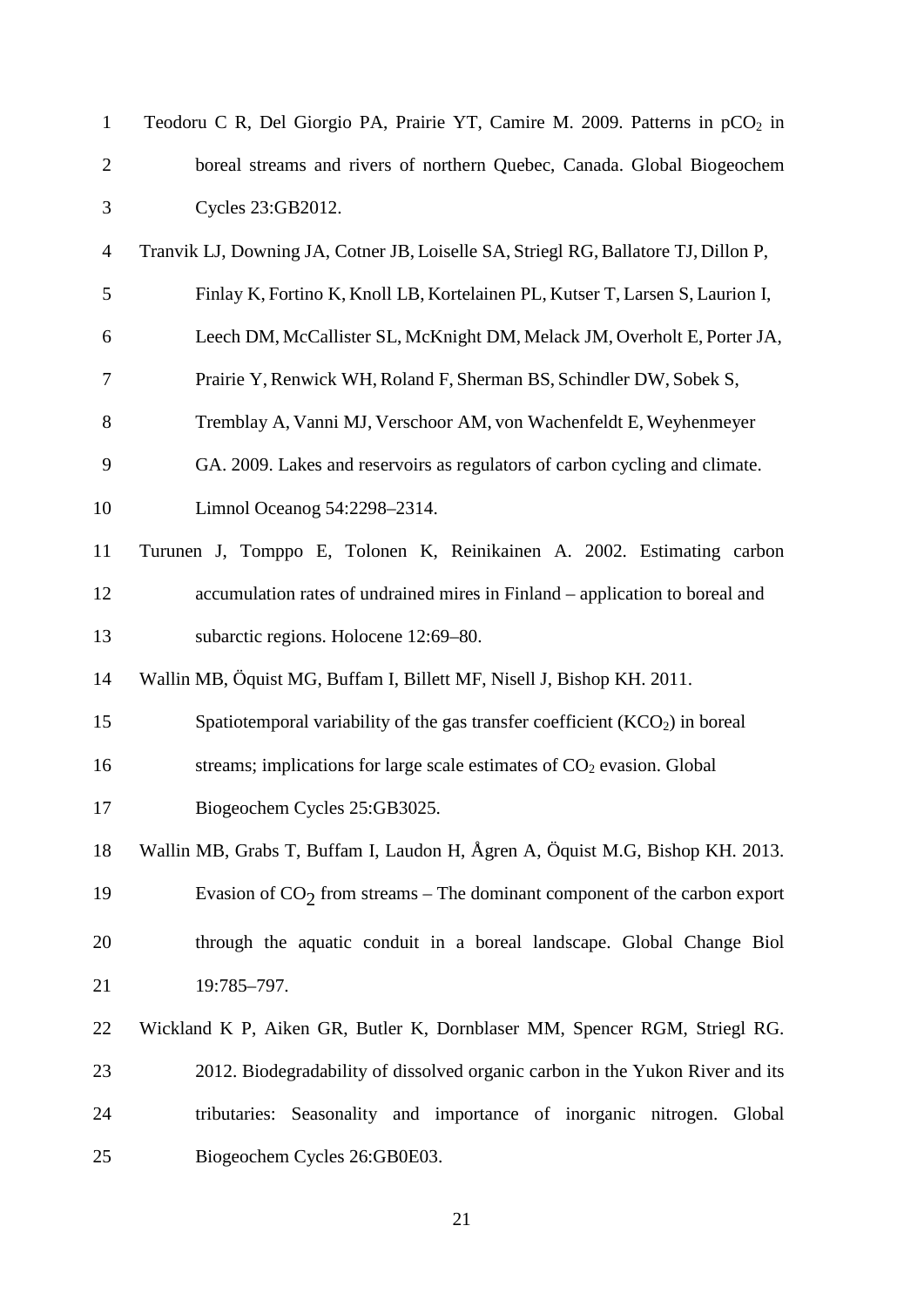Teodoru C R, Del Giorgio PA, Prairie YT, Camire M. 2009. Patterns in $pCO_2$ in boreal streams and rivers of northern Quebec, Canada. Global Biogeochem Cycles 23:GB2012.

Tranvik LJ, Downing JA, Cotner JB, Loiselle SA, Striegl RG, Ballatore TJ, Dillon P, Finlay K, Fortino K, Knoll LB, Kortelainen PL, Kutser T, Larsen S, Laurion I, Leech DM, McCallister SL, McKnight DM, Melack JM, Overholt E, Porter JA, Prairie Y, Renwick WH, Roland F, Sherman BS, Schindler DW, Sobek S, Tremblay A, Vanni MJ, Verschoor AM, von Wachenfeldt E, Weyhenmeyer GA. 2009. Lakes and reservoirs as regulators of carbon cycling and climate. Limnol Oceanog 54:2298–2314.

Turunen J, Tomppo E, Tolonen K, Reinikainen A. 2002. Estimating carbon accumulation rates of undrained mires in Finland – application to boreal and subarctic regions. Holocene 12:69–80.

Wallin MB, Öquist MG, Buffam I, Billett MF, Nisell J, Bishop KH. 2011. Spatiotemporal variability of the gas transfer coefficient ($KCO_2$) in boreal streams; implications for large scale estimates of $CO_2$ evasion. Global Biogeochem Cycles 25:GB3025.

Wallin MB, Grabs T, Buffam I, Laudon H, Ågren A, Öquist M.G, Bishop KH. 2013. Evasion of $CO_2$ from streams – The dominant component of the carbon export through the aquatic conduit in a boreal landscape. Global Change Biol 19:785–797.

Wickland K P, Aiken GR, Butler K, Dornblaser MM, Spencer RGM, Striegl RG. 2012. Biodegradability of dissolved organic carbon in the Yukon River and its tributaries: Seasonality and importance of inorganic nitrogen. Global Biogeochem Cycles 26:GB0E03.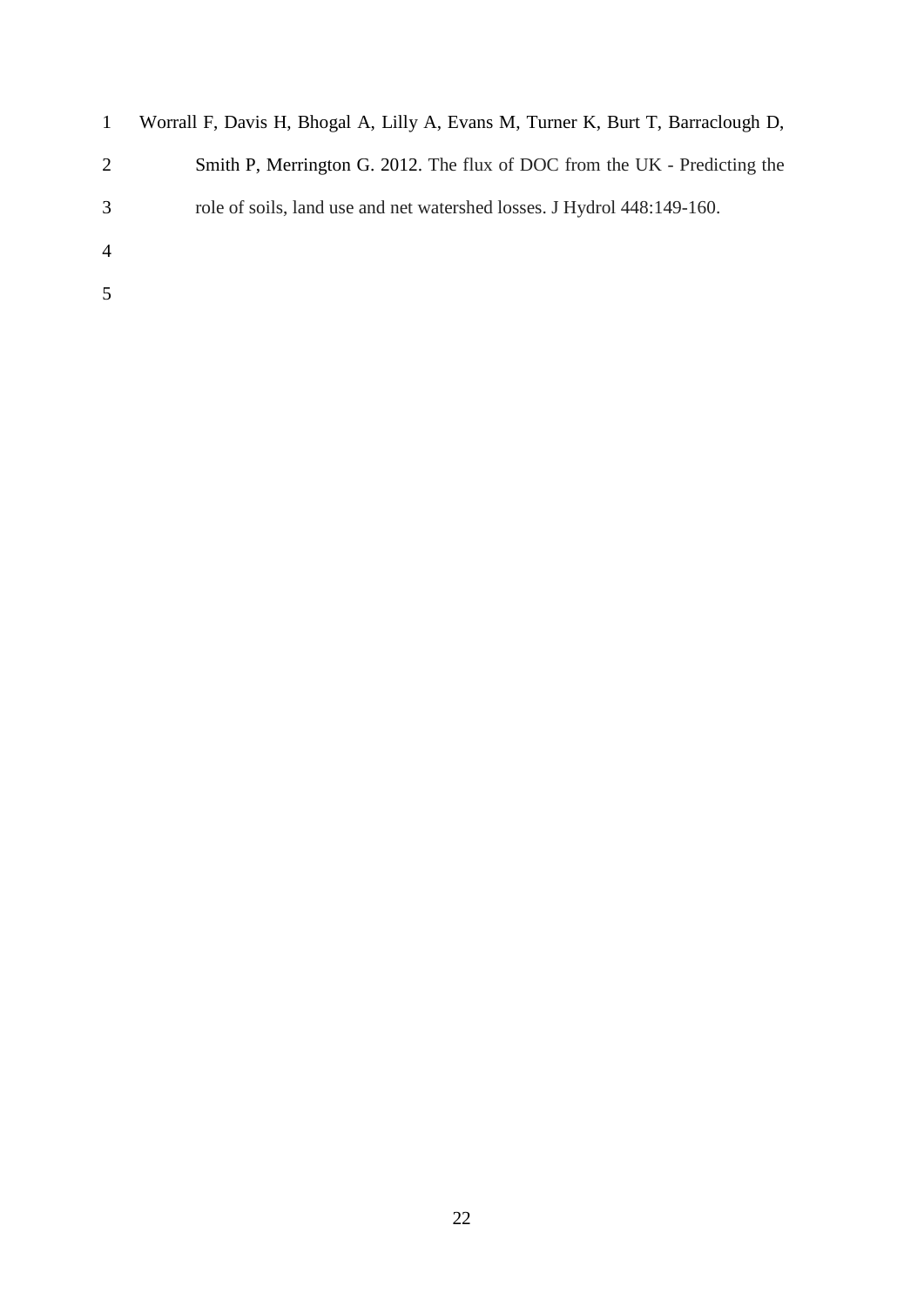Worrall F, Davis H, Bhogal A, Lilly A, Evans M, Turner K, Burt T, Barraclough D, Smith P, Merrington G. 2012. The flux of DOC from the UK - Predicting the role of soils, land use and net watershed losses. J Hydrol 448:149-160.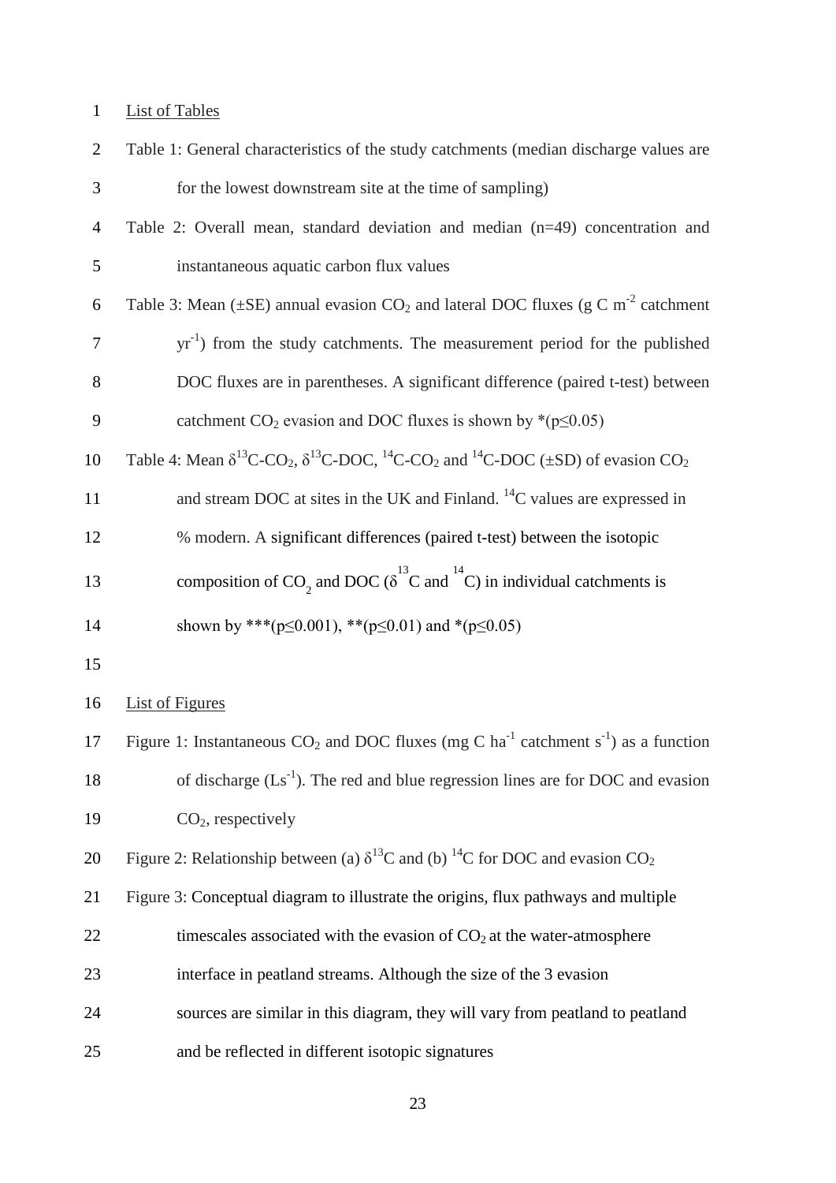List of Tables

Table 1: General characteristics of the study catchments (median discharge values are for the lowest downstream site at the time of sampling)

Table 2: Overall mean, standard deviation and median (n=49) concentration and instantaneous aquatic carbon flux values

Table 3: Mean (±SE) annual evasion $CO_2$ and lateral DOC fluxes (g C $m^{-2}$ catchment $yr^{-1}$) from the study catchments. The measurement period for the published DOC fluxes are in parentheses. A significant difference (paired t-test) between catchment $CO_2$ evasion and DOC fluxes is shown by *($p \leq 0.05$)

Table 4: Mean $\delta^{13}C$-$CO_2$, $\delta^{13}C$-DOC, $^{14}C$-$CO_2$ and $^{14}C$-DOC (±SD) of evasion $CO_2$ and stream DOC at sites in the UK and Finland. $^{14}C$ values are expressed in % modern. A significant differences (paired t-test) between the isotopic composition of $CO_2$ and DOC ($\delta^{13}C$ and $^{14}C$) in individual catchments is shown by ***($p \leq 0.001$), **($p \leq 0.01$) and *($p \leq 0.05$)

List of Figures

Figure 1: Instantaneous $CO_2$ and DOC fluxes (mg C $ha^{-1}$ catchment $s^{-1}$) as a function of discharge ($Ls^{-1}$). The red and blue regression lines are for DOC and evasion $CO_2$, respectively

Figure 2: Relationship between (a) $\delta^{13}C$ and (b) $^{14}C$ for DOC and evasion $CO_2$

Figure 3: Conceptual diagram to illustrate the origins, flux pathways and multiple timescales associated with the evasion of $CO_2$ at the water-atmosphere interface in peatland streams. Although the size of the 3 evasion sources are similar in this diagram, they will vary from peatland to peatland and be reflected in different isotopic signatures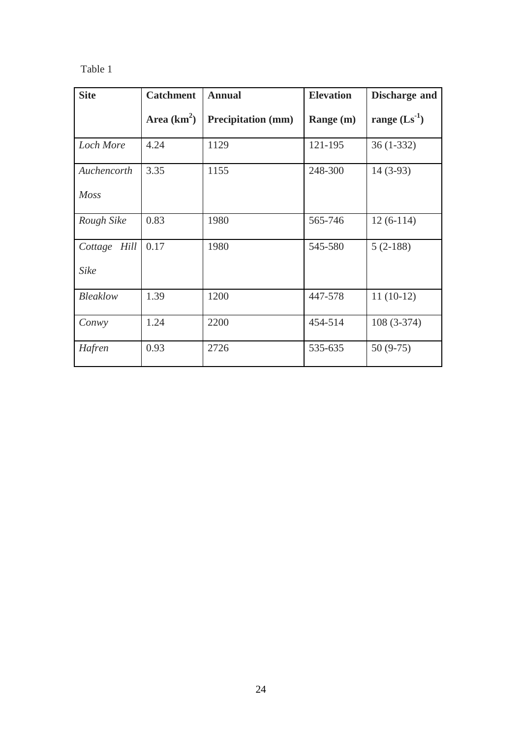Table 1

| **Site** | **Catchment Area ($km^2$)** | **Annual Precipitation (mm)** | **Elevation Range (m)** | **Discharge and range ($Ls^{-1}$)** |
|---|---|---|---|---|
| *Loch More* | 4.24 | 1129 | 121-195 | 36 (1-332) |
| *Auchencorth Moss* | 3.35 | 1155 | 248-300 | 14 (3-93) |
| *Rough Sike* | 0.83 | 1980 | 565-746 | 12 (6-114) |
| *Cottage Hill Sike* | 0.17 | 1980 | 545-580 | 5 (2-188) |
| *Bleaklow* | 1.39 | 1200 | 447-578 | 11 (10-12) |
| *Conwy* | 1.24 | 2200 | 454-514 | 108 (3-374) |
| *Hafren* | 0.93 | 2726 | 535-635 | 50 (9-75) |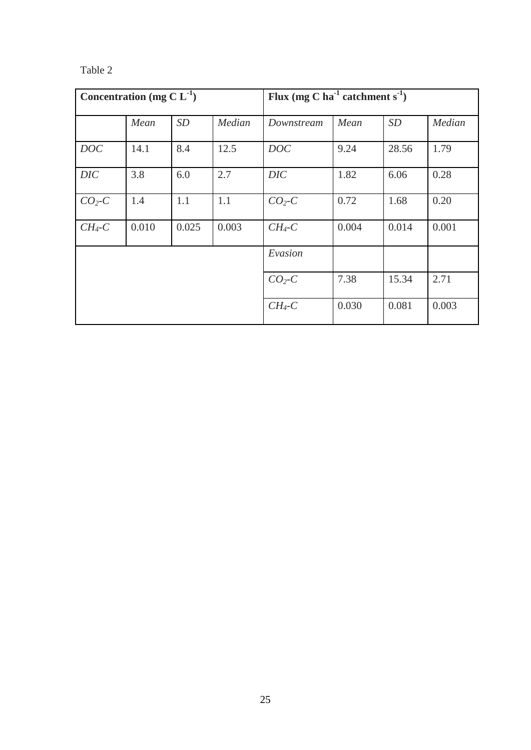Table 2

| Concentration (mg C $L^{-1}$) | | | | Flux (mg C $ha^{-1}$ catchment $s^{-1}$) | | | |
|---|---|---|---|---|---|---|---|
| | *Mean* | *SD* | *Median* | *Downstream* | *Mean* | *SD* | *Median* |
| *DOC* | 14.1 | 8.4 | 12.5 | *DOC* | 9.24 | 28.56 | 1.79 |
| *DIC* | 3.8 | 6.0 | 2.7 | *DIC* | 1.82 | 6.06 | 0.28 |
| *$CO_2$-C* | 1.4 | 1.1 | 1.1 | *$CO_2$-C* | 0.72 | 1.68 | 0.20 |
| *$CH_4$-C* | 0.010 | 0.025 | 0.003 | *$CH_4$-C* | 0.004 | 0.014 | 0.001 |
| | | | | *Evasion* | | | |
| | | | | *$CO_2$-C* | 7.38 | 15.34 | 2.71 |
| | | | | *$CH_4$-C* | 0.030 | 0.081 | 0.003 |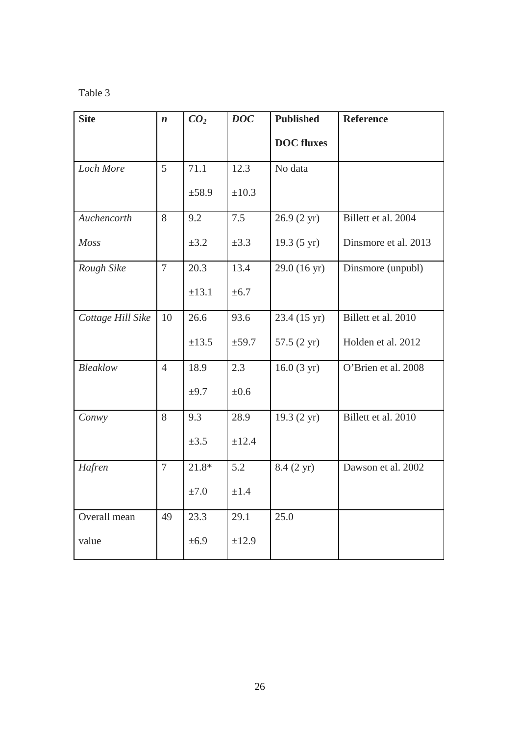Table 3

| **Site** | ***n*** | ***$CO_2$*** | ***DOC*** | **Published DOC fluxes** | **Reference** |
|---|---|---|---|---|---|
| *Loch More* | 5 | 71.1 ±58.9 | 12.3 ±10.3 | No data | |
| *Auchencorth Moss* | 8 | 9.2 ±3.2 | 7.5 ±3.3 | 26.9 (2 yr) 19.3 (5 yr) | Billett et al. 2004 Dinsmore et al. 2013 |
| *Rough Sike* | 7 | 20.3 ±13.1 | 13.4 ±6.7 | 29.0 (16 yr) | Dinsmore (unpubl) |
| *Cottage Hill Sike* | 10 | 26.6 ±13.5 | 93.6 ±59.7 | 23.4 (15 yr) 57.5 (2 yr) | Billett et al. 2010 Holden et al. 2012 |
| *Bleaklow* | 4 | 18.9 ±9.7 | 2.3 ±0.6 | 16.0 (3 yr) | O'Brien et al. 2008 |
| *Conwy* | 8 | 9.3 ±3.5 | 28.9 ±12.4 | 19.3 (2 yr) | Billett et al. 2010 |
| *Hafren* | 7 | 21.8* ±7.0 | 5.2 ±1.4 | 8.4 (2 yr) | Dawson et al. 2002 |
| Overall mean value | 49 | 23.3 ±6.9 | 29.1 ±12.9 | 25.0 | |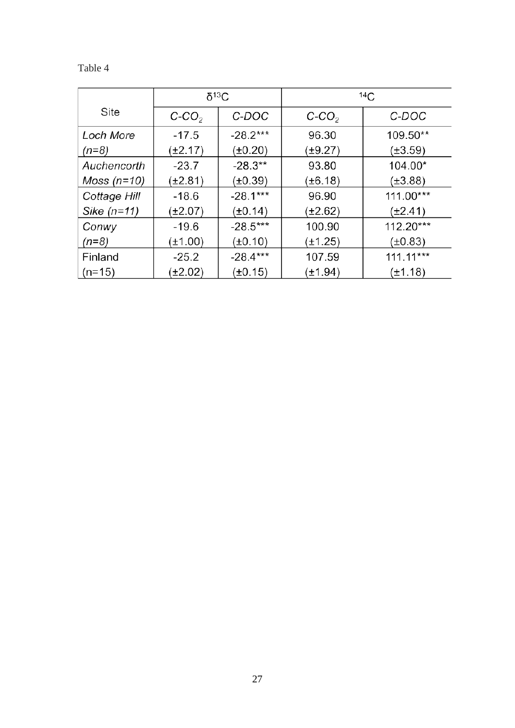Table 4

| Site | $\delta^{13}C$ | | $^{14}C$ | |
|---|---|---|---|---|
| | *C-$CO_2$* | *C-DOC* | *C-$CO_2$* | *C-DOC* |
| *Loch More (n=8)* | -17.5 (±2.17) | -28.2*** (±0.20) | 96.30 (±9.27) | 109.50** (±3.59) |
| *Auchencorth Moss (n=10)* | -23.7 (±2.81) | -28.3** (±0.39) | 93.80 (±6.18) | 104.00* (±3.88) |
| *Cottage Hill Sike (n=11)* | -18.6 (±2.07) | -28.1*** (±0.14) | 96.90 (±2.62) | 111.00*** (±2.41) |
| *Conwy (n=8)* | -19.6 (±1.00) | -28.5*** (±0.10) | 100.90 (±1.25) | 112.20*** (±0.83) |
| Finland (n=15) | -25.2 (±2.02) | -28.4*** (±0.15) | 107.59 (±1.94) | 111.11*** (±1.18) |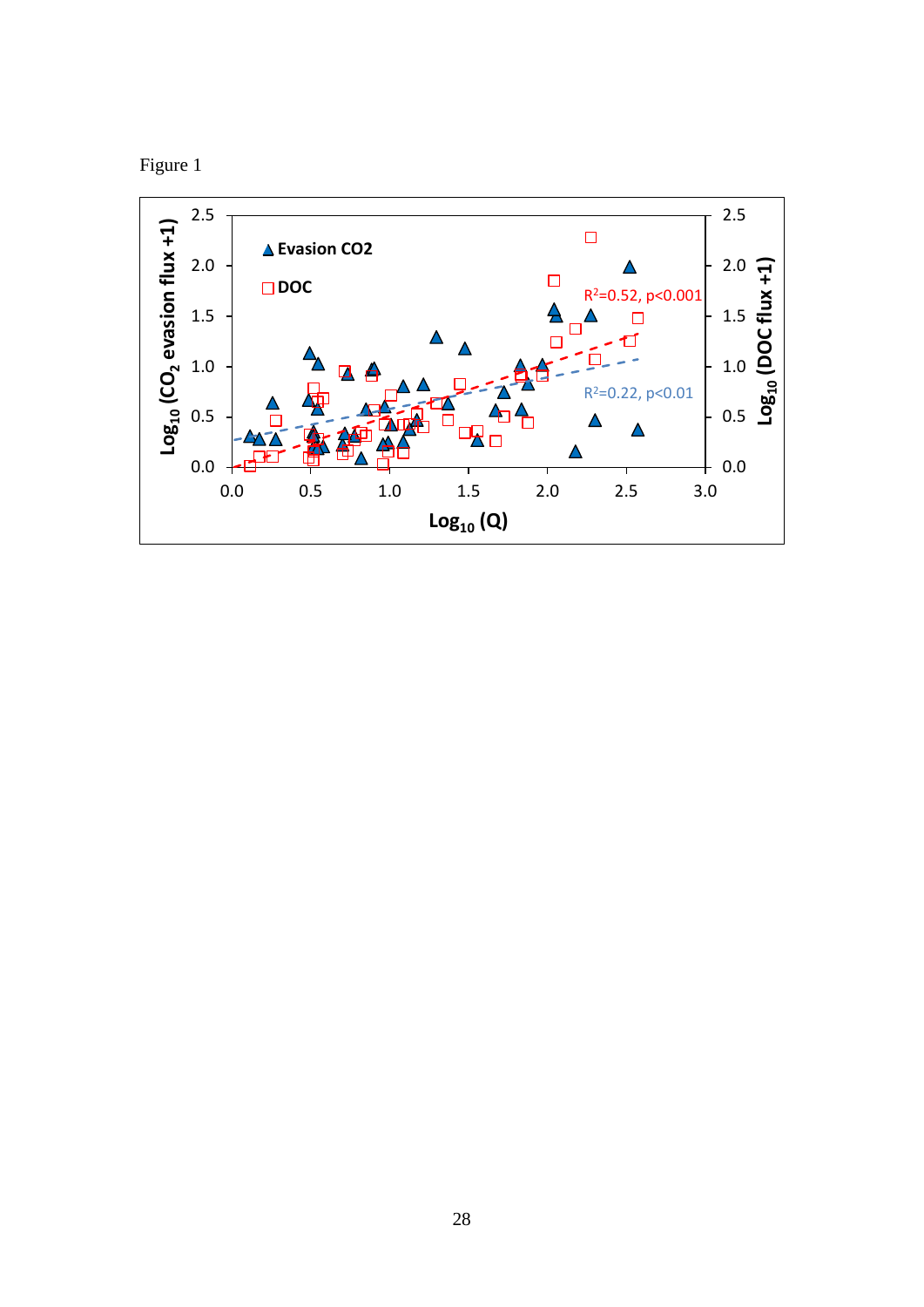Figure 1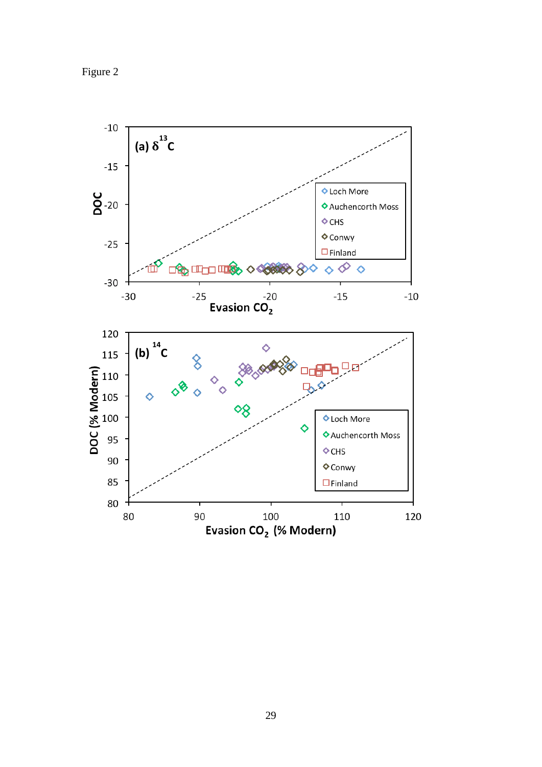Figure 2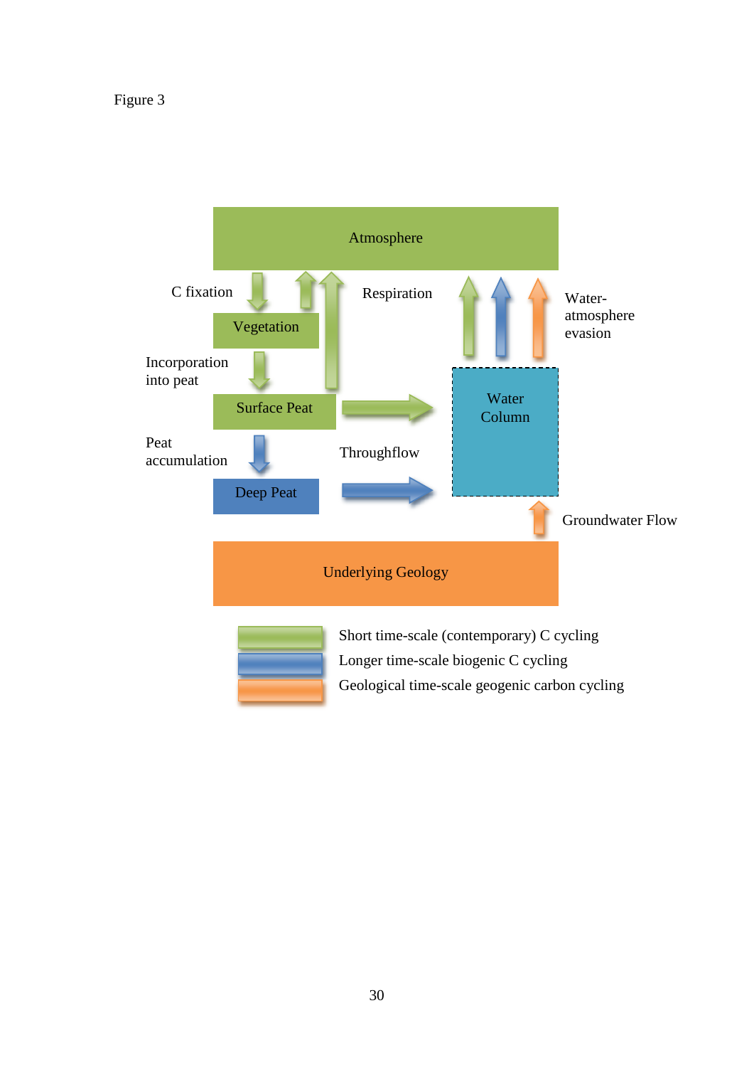Figure 3

Atmosphere

C fixation

Vegetation

Respiration

Water-
atmosphere
evasion

Incorporation
into peat

Surface Peat

Water
Column

Peat
accumulation

Throughflow

Deep Peat

Groundwater Flow

Underlying Geology

Short time-scale (contemporary) C cycling

Longer time-scale biogenic C cycling

Geological time-scale geogenic carbon cycling